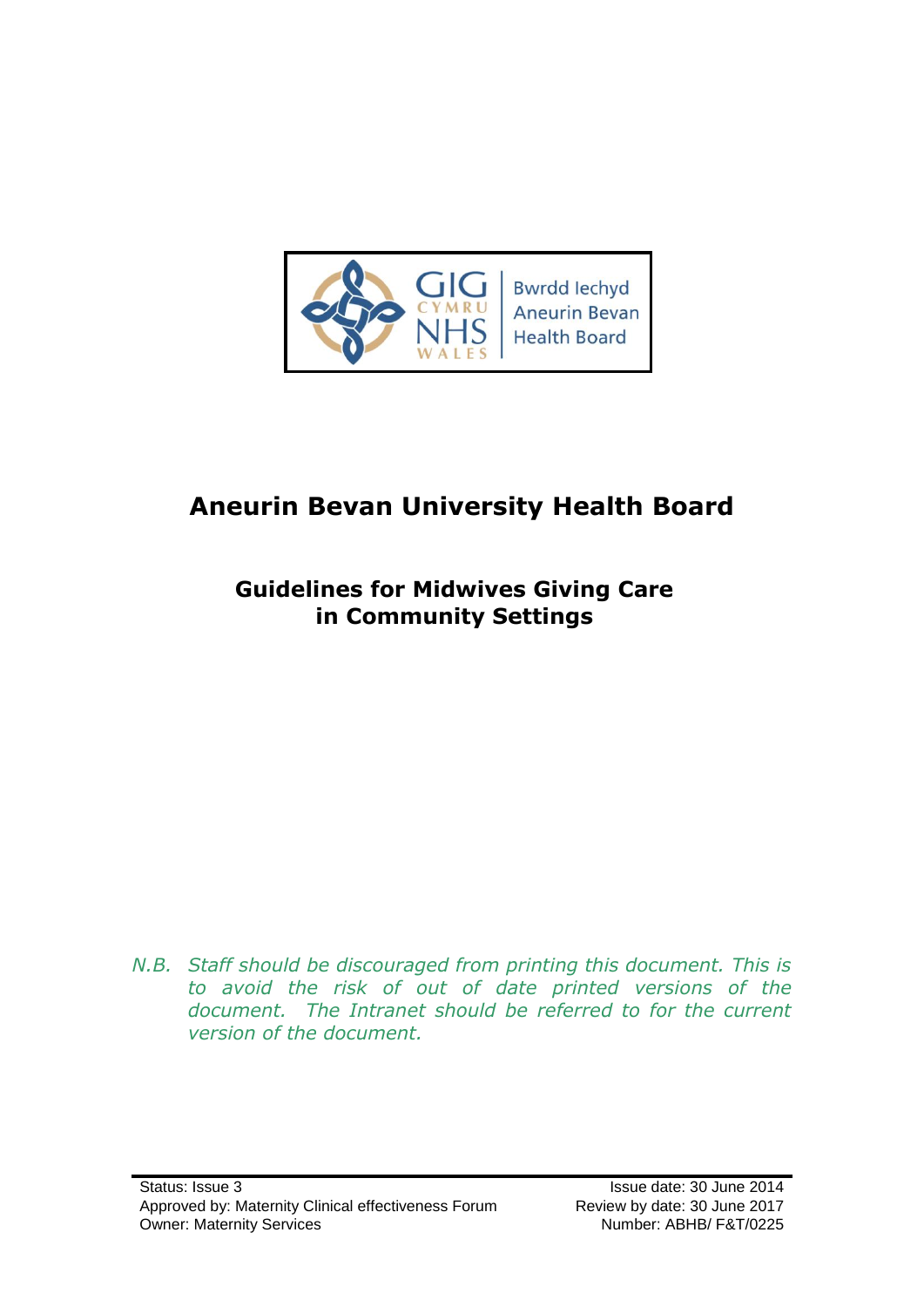Bwrdd Iechyd Aneurin Bevan Health Board

GIG CYMRU NHS WALES

# Aneurin Bevan University Health Board

## Guidelines for Midwives Giving Care in Community Settings

*N.B. Staff should be discouraged from printing this document. This is to avoid the risk of out of date printed versions of the document. The Intranet should be referred to for the current version of the document.*

Status: Issue 3
Approved by: Maternity Clinical effectiveness Forum
Owner: Maternity Services

Issue date: 30 June 2014
Review by date: 30 June 2017
Number: ABHB/ F&T/0225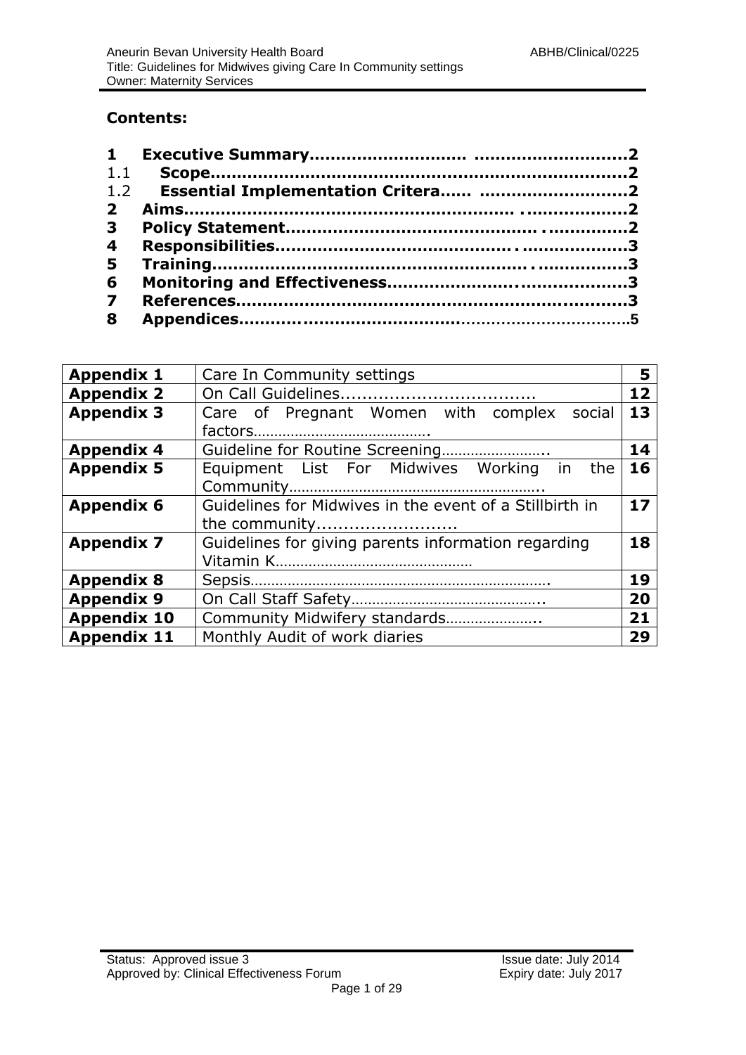**Contents:**

| | | |
|---|---|---|
| **1** | **Executive Summary……………………… ………………………** | **2** |
| 1.1 | **Scope……………………………………………………………………** | **2** |
| 1.2 | **Essential Implementation Critera…… ………………………** | **2** |
| **2** | **Aims…………………………………………………… .………………** | **2** |
| **3** | **Policy Statement……………………………………… .……………** | **2** |
| **4** | **Responsibilities…………………………………… .………………** | **3** |
| **5** | **Training………………………………………………… .……………** | **3** |
| **6** | **Monitoring and Effectiveness…………………….………………** | **3** |
| **7** | **References………………………………………………………………** | **3** |
| **8** | **Appendices…………………………………………………………………** | **5** |

| | | |
|---|---|---|
| **Appendix 1** | Care In Community settings | **5** |
| **Appendix 2** | On Call Guidelines................................... | **12** |
| **Appendix 3** | Care of Pregnant Women with complex social factors……………………………………. | **13** |
| **Appendix 4** | Guideline for Routine Screening…………………….. | **14** |
| **Appendix 5** | Equipment List For Midwives Working in the Community…………………………………………………….. | **16** |
| **Appendix 6** | Guidelines for Midwives in the event of a Stillbirth in the community......................... | **17** |
| **Appendix 7** | Guidelines for giving parents information regarding Vitamin K………………………………………… | **18** |
| **Appendix 8** | Sepsis……………………………………………………………. | **19** |
| **Appendix 9** | On Call Staff Safety……………………………………….. | **20** |
| **Appendix 10** | Community Midwifery standards………………….. | **21** |
| **Appendix 11** | Monthly Audit of work diaries | **29** |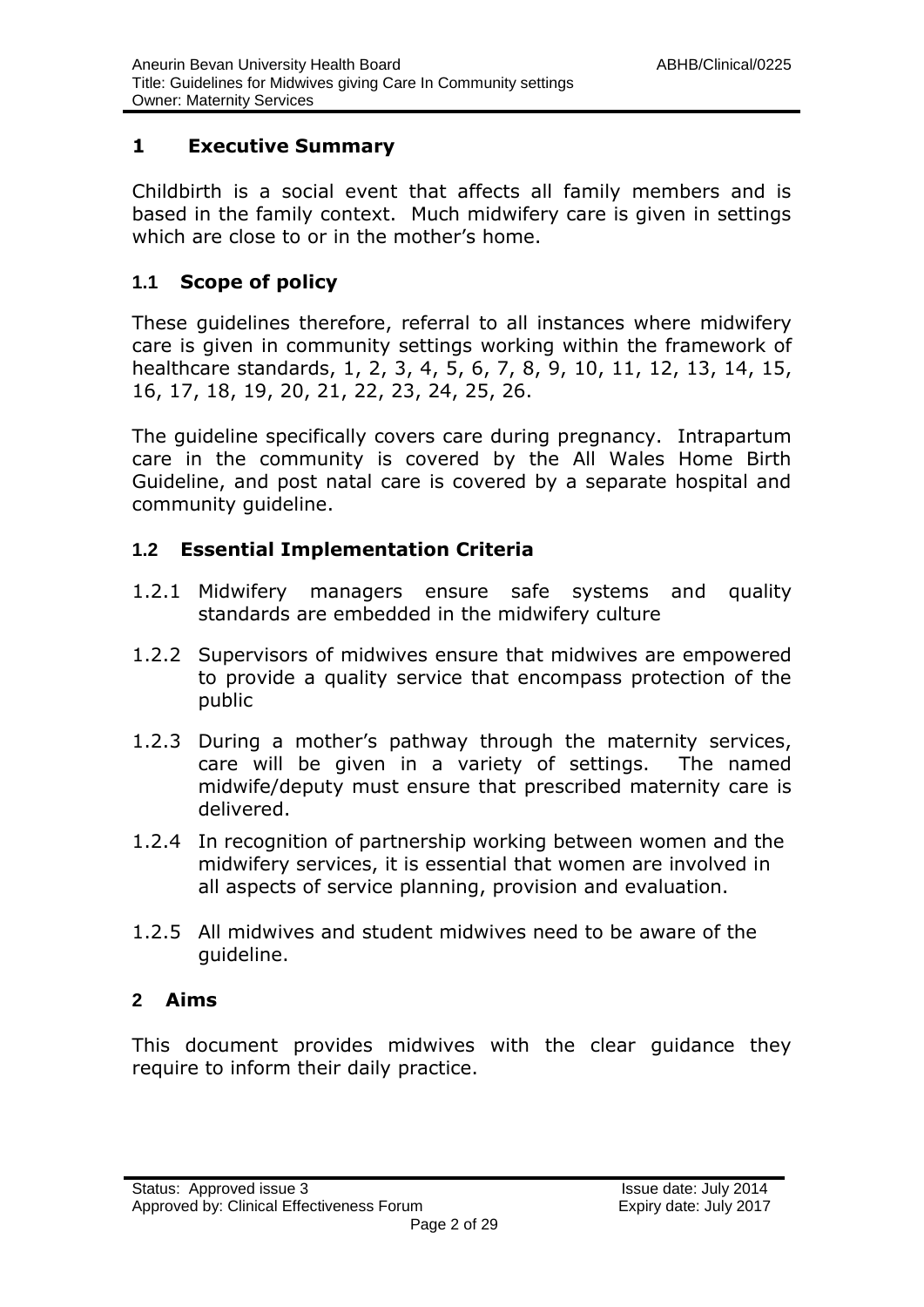## 1 Executive Summary

Childbirth is a social event that affects all family members and is based in the family context. Much midwifery care is given in settings which are close to or in the mother's home.

### 1.1 Scope of policy

These guidelines therefore, referral to all instances where midwifery care is given in community settings working within the framework of healthcare standards, 1, 2, 3, 4, 5, 6, 7, 8, 9, 10, 11, 12, 13, 14, 15, 16, 17, 18, 19, 20, 21, 22, 23, 24, 25, 26.

The guideline specifically covers care during pregnancy. Intrapartum care in the community is covered by the All Wales Home Birth Guideline, and post natal care is covered by a separate hospital and community guideline.

### 1.2 Essential Implementation Criteria

1.2.1 Midwifery managers ensure safe systems and quality standards are embedded in the midwifery culture

1.2.2 Supervisors of midwives ensure that midwives are empowered to provide a quality service that encompass protection of the public

1.2.3 During a mother's pathway through the maternity services, care will be given in a variety of settings. The named midwife/deputy must ensure that prescribed maternity care is delivered.

1.2.4 In recognition of partnership working between women and the midwifery services, it is essential that women are involved in all aspects of service planning, provision and evaluation.

1.2.5 All midwives and student midwives need to be aware of the guideline.

## 2 Aims

This document provides midwives with the clear guidance they require to inform their daily practice.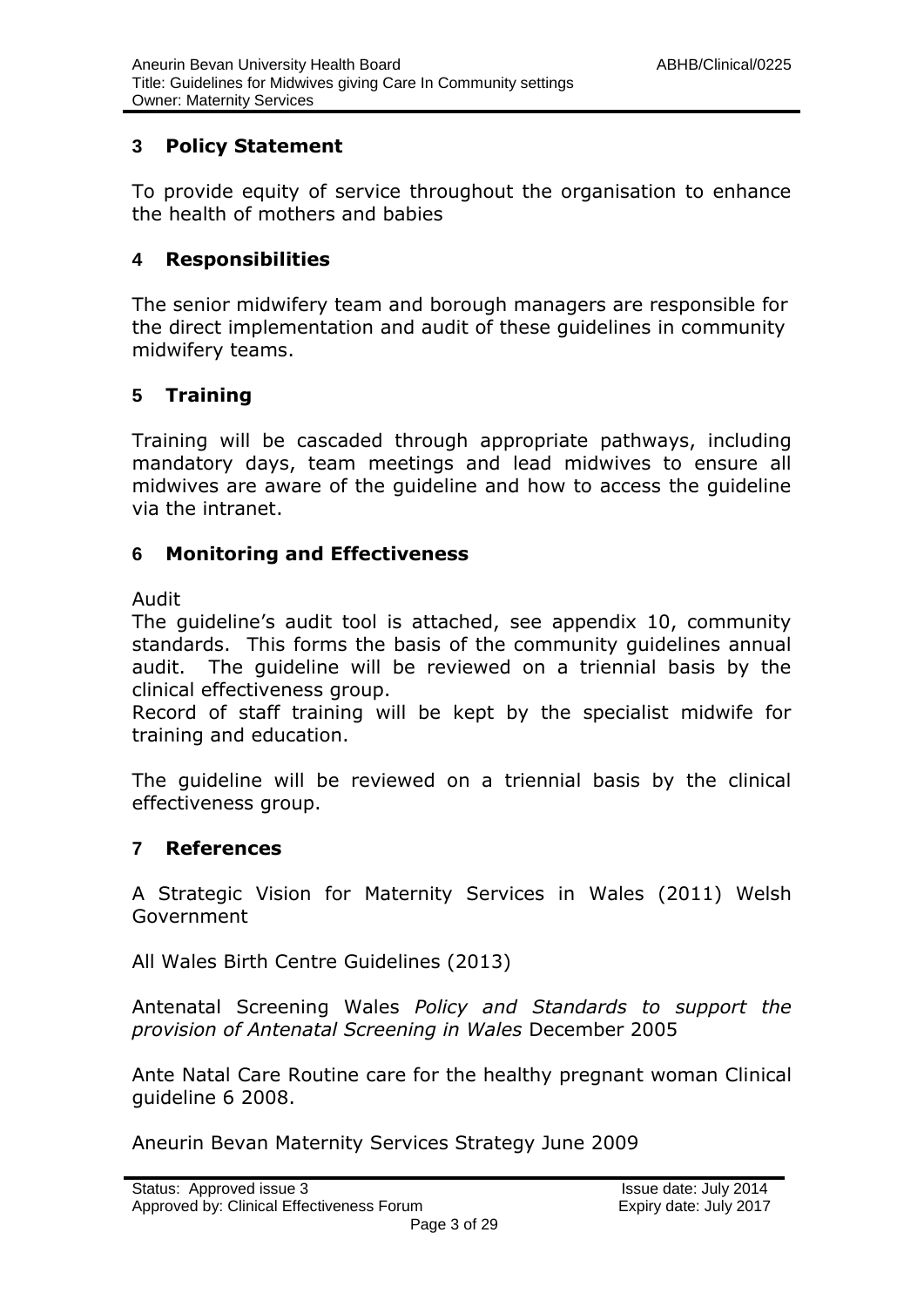## 3 Policy Statement

To provide equity of service throughout the organisation to enhance the health of mothers and babies

## 4 Responsibilities

The senior midwifery team and borough managers are responsible for the direct implementation and audit of these guidelines in community midwifery teams.

## 5 Training

Training will be cascaded through appropriate pathways, including mandatory days, team meetings and lead midwives to ensure all midwives are aware of the guideline and how to access the guideline via the intranet.

## 6 Monitoring and Effectiveness

Audit

The guideline's audit tool is attached, see appendix 10, community standards. This forms the basis of the community guidelines annual audit. The guideline will be reviewed on a triennial basis by the clinical effectiveness group.

Record of staff training will be kept by the specialist midwife for training and education.

The guideline will be reviewed on a triennial basis by the clinical effectiveness group.

## 7 References

A Strategic Vision for Maternity Services in Wales (2011) Welsh Government

All Wales Birth Centre Guidelines (2013)

Antenatal Screening Wales *Policy and Standards to support the provision of Antenatal Screening in Wales* December 2005

Ante Natal Care Routine care for the healthy pregnant woman Clinical guideline 6 2008.

Aneurin Bevan Maternity Services Strategy June 2009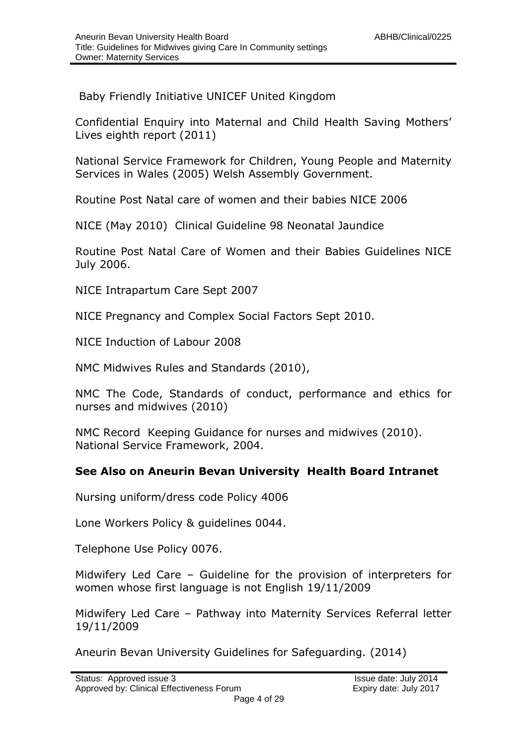Baby Friendly Initiative UNICEF United Kingdom

Confidential Enquiry into Maternal and Child Health Saving Mothers' Lives eighth report (2011)

National Service Framework for Children, Young People and Maternity Services in Wales (2005) Welsh Assembly Government.

Routine Post Natal care of women and their babies NICE 2006

NICE (May 2010) Clinical Guideline 98 Neonatal Jaundice

Routine Post Natal Care of Women and their Babies Guidelines NICE July 2006.

NICE Intrapartum Care Sept 2007

NICE Pregnancy and Complex Social Factors Sept 2010.

NICE Induction of Labour 2008

NMC Midwives Rules and Standards (2010),

NMC The Code, Standards of conduct, performance and ethics for nurses and midwives (2010)

NMC Record Keeping Guidance for nurses and midwives (2010).
National Service Framework, 2004.

**See Also on Aneurin Bevan University Health Board Intranet**

Nursing uniform/dress code Policy 4006

Lone Workers Policy & guidelines 0044.

Telephone Use Policy 0076.

Midwifery Led Care – Guideline for the provision of interpreters for women whose first language is not English 19/11/2009

Midwifery Led Care – Pathway into Maternity Services Referral letter 19/11/2009

Aneurin Bevan University Guidelines for Safeguarding. (2014)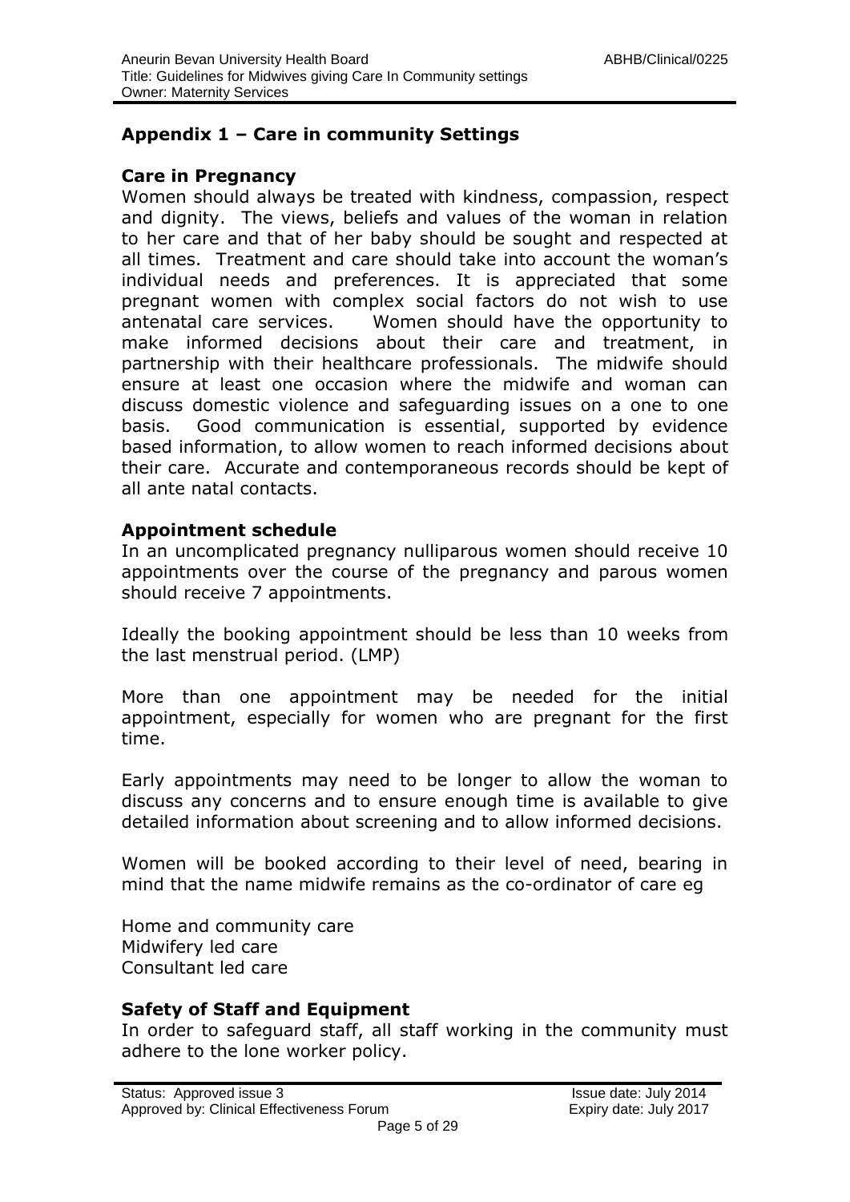## Appendix 1 – Care in community Settings

### Care in Pregnancy

Women should always be treated with kindness, compassion, respect and dignity. The views, beliefs and values of the woman in relation to her care and that of her baby should be sought and respected at all times. Treatment and care should take into account the woman's individual needs and preferences. It is appreciated that some pregnant women with complex social factors do not wish to use antenatal care services. Women should have the opportunity to make informed decisions about their care and treatment, in partnership with their healthcare professionals. The midwife should ensure at least one occasion where the midwife and woman can discuss domestic violence and safeguarding issues on a one to one basis. Good communication is essential, supported by evidence based information, to allow women to reach informed decisions about their care. Accurate and contemporaneous records should be kept of all ante natal contacts.

### Appointment schedule

In an uncomplicated pregnancy nulliparous women should receive 10 appointments over the course of the pregnancy and parous women should receive 7 appointments.

Ideally the booking appointment should be less than 10 weeks from the last menstrual period. (LMP)

More than one appointment may be needed for the initial appointment, especially for women who are pregnant for the first time.

Early appointments may need to be longer to allow the woman to discuss any concerns and to ensure enough time is available to give detailed information about screening and to allow informed decisions.

Women will be booked according to their level of need, bearing in mind that the name midwife remains as the co-ordinator of care eg

Home and community care
Midwifery led care
Consultant led care

### Safety of Staff and Equipment

In order to safeguard staff, all staff working in the community must adhere to the lone worker policy.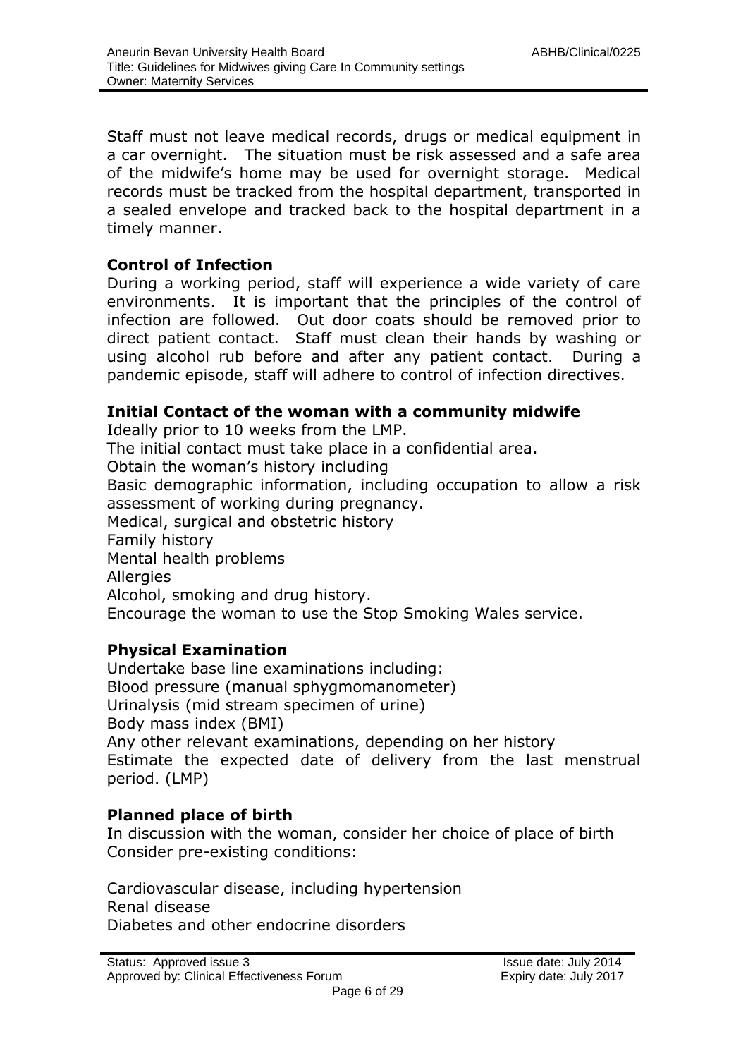Staff must not leave medical records, drugs or medical equipment in a car overnight. The situation must be risk assessed and a safe area of the midwife's home may be used for overnight storage. Medical records must be tracked from the hospital department, transported in a sealed envelope and tracked back to the hospital department in a timely manner.

**Control of Infection**

During a working period, staff will experience a wide variety of care environments. It is important that the principles of the control of infection are followed. Out door coats should be removed prior to direct patient contact. Staff must clean their hands by washing or using alcohol rub before and after any patient contact. During a pandemic episode, staff will adhere to control of infection directives.

**Initial Contact of the woman with a community midwife**

Ideally prior to 10 weeks from the LMP.
The initial contact must take place in a confidential area.
Obtain the woman's history including
Basic demographic information, including occupation to allow a risk assessment of working during pregnancy.
Medical, surgical and obstetric history
Family history
Mental health problems
Allergies
Alcohol, smoking and drug history.
Encourage the woman to use the Stop Smoking Wales service.

**Physical Examination**

Undertake base line examinations including:
Blood pressure (manual sphygmomanometer)
Urinalysis (mid stream specimen of urine)
Body mass index (BMI)
Any other relevant examinations, depending on her history
Estimate the expected date of delivery from the last menstrual period. (LMP)

**Planned place of birth**

In discussion with the woman, consider her choice of place of birth
Consider pre-existing conditions:

Cardiovascular disease, including hypertension
Renal disease
Diabetes and other endocrine disorders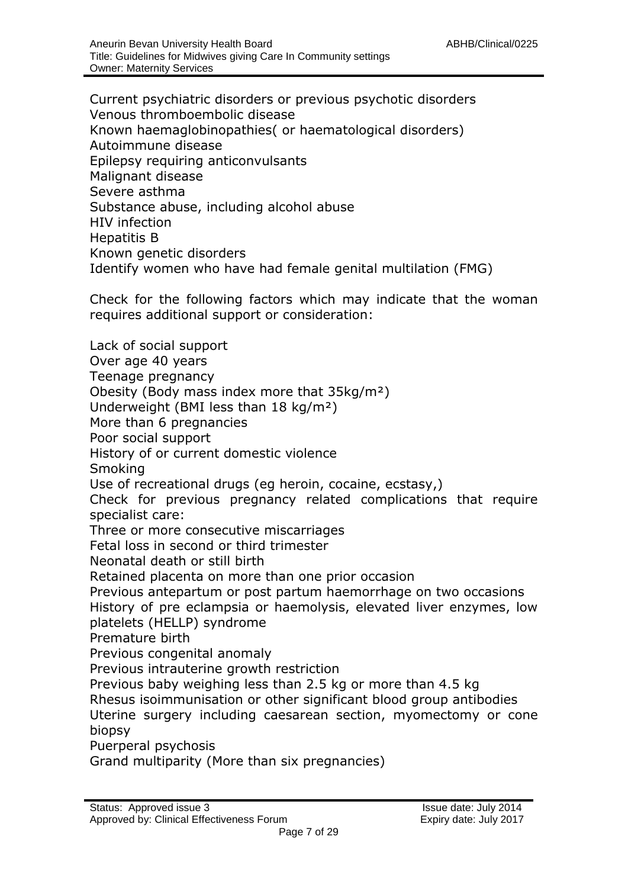Current psychiatric disorders or previous psychotic disorders
Venous thromboembolic disease
Known haemaglobinopathies( or haematological disorders)
Autoimmune disease
Epilepsy requiring anticonvulsants
Malignant disease
Severe asthma
Substance abuse, including alcohol abuse
HIV infection
Hepatitis B
Known genetic disorders
Identify women who have had female genital multilation (FMG)

Check for the following factors which may indicate that the woman requires additional support or consideration:

Lack of social support
Over age 40 years
Teenage pregnancy
Obesity (Body mass index more that 35kg/m²)
Underweight (BMI less than 18 kg/m²)
More than 6 pregnancies
Poor social support
History of or current domestic violence
Smoking
Use of recreational drugs (eg heroin, cocaine, ecstasy,)
Check for previous pregnancy related complications that require specialist care:
Three or more consecutive miscarriages
Fetal loss in second or third trimester
Neonatal death or still birth
Retained placenta on more than one prior occasion
Previous antepartum or post partum haemorrhage on two occasions
History of pre eclampsia or haemolysis, elevated liver enzymes, low platelets (HELLP) syndrome
Premature birth
Previous congenital anomaly
Previous intrauterine growth restriction
Previous baby weighing less than 2.5 kg or more than 4.5 kg
Rhesus isoimmunisation or other significant blood group antibodies
Uterine surgery including caesarean section, myomectomy or cone biopsy
Puerperal psychosis
Grand multiparity (More than six pregnancies)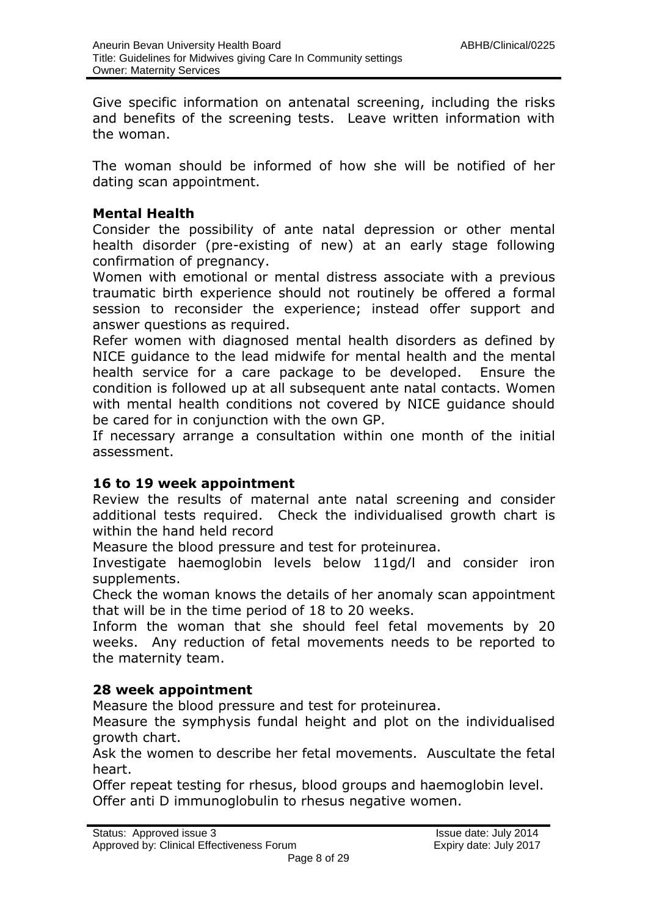Give specific information on antenatal screening, including the risks and benefits of the screening tests. Leave written information with the woman.

The woman should be informed of how she will be notified of her dating scan appointment.

**Mental Health**

Consider the possibility of ante natal depression or other mental health disorder (pre-existing of new) at an early stage following confirmation of pregnancy.

Women with emotional or mental distress associate with a previous traumatic birth experience should not routinely be offered a formal session to reconsider the experience; instead offer support and answer questions as required.

Refer women with diagnosed mental health disorders as defined by NICE guidance to the lead midwife for mental health and the mental health service for a care package to be developed. Ensure the condition is followed up at all subsequent ante natal contacts. Women with mental health conditions not covered by NICE guidance should be cared for in conjunction with the own GP.

If necessary arrange a consultation within one month of the initial assessment.

**16 to 19 week appointment**

Review the results of maternal ante natal screening and consider additional tests required. Check the individualised growth chart is within the hand held record

Measure the blood pressure and test for proteinurea.

Investigate haemoglobin levels below 11gd/l and consider iron supplements.

Check the woman knows the details of her anomaly scan appointment that will be in the time period of 18 to 20 weeks.

Inform the woman that she should feel fetal movements by 20 weeks. Any reduction of fetal movements needs to be reported to the maternity team.

**28 week appointment**

Measure the blood pressure and test for proteinurea.

Measure the symphysis fundal height and plot on the individualised growth chart.

Ask the women to describe her fetal movements. Auscultate the fetal heart.

Offer repeat testing for rhesus, blood groups and haemoglobin level.

Offer anti D immunoglobulin to rhesus negative women.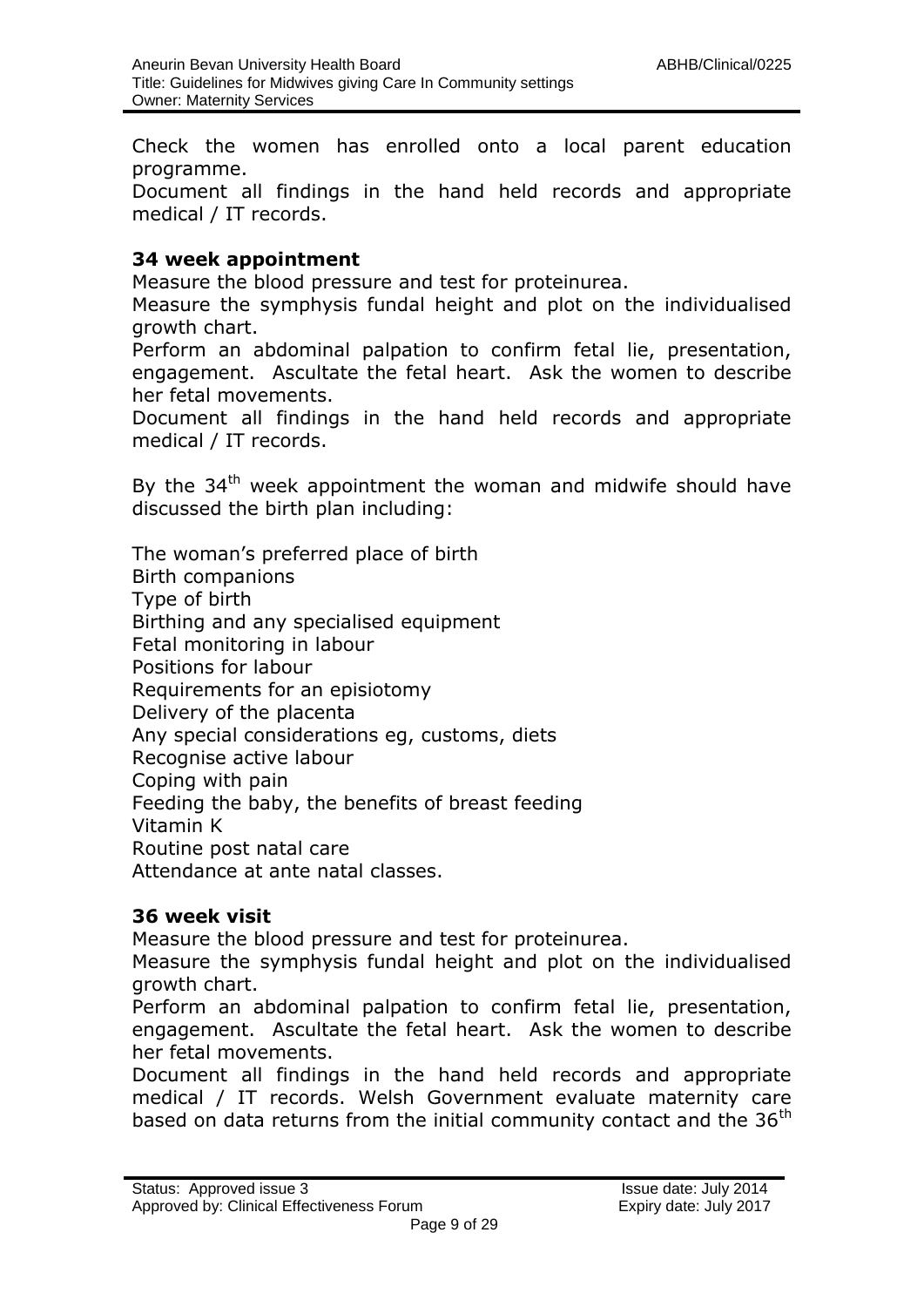Check the women has enrolled onto a local parent education programme.
Document all findings in the hand held records and appropriate medical / IT records.

**34 week appointment**

Measure the blood pressure and test for proteinurea.
Measure the symphysis fundal height and plot on the individualised growth chart.
Perform an abdominal palpation to confirm fetal lie, presentation, engagement. Ascultate the fetal heart. Ask the women to describe her fetal movements.
Document all findings in the hand held records and appropriate medical / IT records.

By the 34th week appointment the woman and midwife should have discussed the birth plan including:

The woman's preferred place of birth
Birth companions
Type of birth
Birthing and any specialised equipment
Fetal monitoring in labour
Positions for labour
Requirements for an episiotomy
Delivery of the placenta
Any special considerations eg, customs, diets
Recognise active labour
Coping with pain
Feeding the baby, the benefits of breast feeding
Vitamin K
Routine post natal care
Attendance at ante natal classes.

**36 week visit**

Measure the blood pressure and test for proteinurea.
Measure the symphysis fundal height and plot on the individualised growth chart.
Perform an abdominal palpation to confirm fetal lie, presentation, engagement. Ascultate the fetal heart. Ask the women to describe her fetal movements.
Document all findings in the hand held records and appropriate medical / IT records. Welsh Government evaluate maternity care based on data returns from the initial community contact and the 36th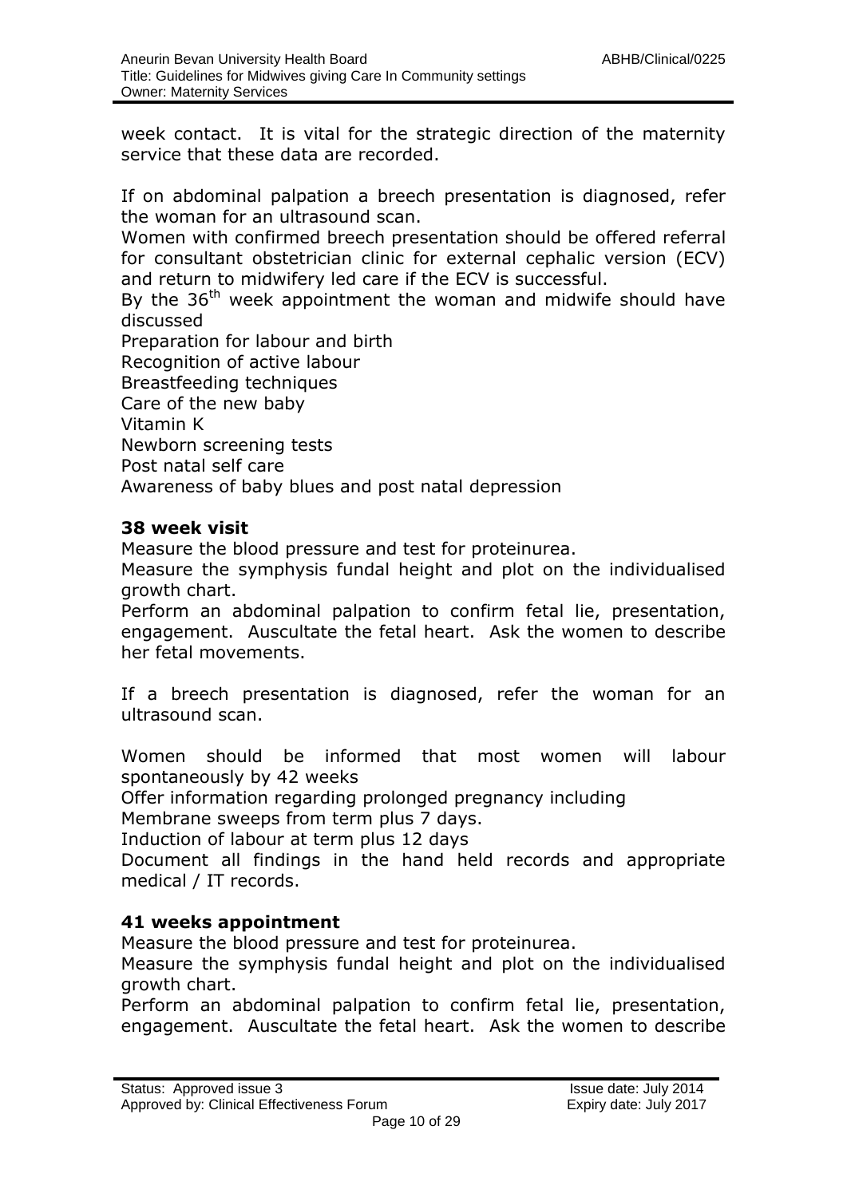week contact. It is vital for the strategic direction of the maternity service that these data are recorded.

If on abdominal palpation a breech presentation is diagnosed, refer the woman for an ultrasound scan.

Women with confirmed breech presentation should be offered referral for consultant obstetrician clinic for external cephalic version (ECV) and return to midwifery led care if the ECV is successful.

By the 36th week appointment the woman and midwife should have discussed

Preparation for labour and birth
Recognition of active labour
Breastfeeding techniques
Care of the new baby
Vitamin K
Newborn screening tests
Post natal self care
Awareness of baby blues and post natal depression

**38 week visit**

Measure the blood pressure and test for proteinurea.

Measure the symphysis fundal height and plot on the individualised growth chart.

Perform an abdominal palpation to confirm fetal lie, presentation, engagement. Auscultate the fetal heart. Ask the women to describe her fetal movements.

If a breech presentation is diagnosed, refer the woman for an ultrasound scan.

Women should be informed that most women will labour spontaneously by 42 weeks

Offer information regarding prolonged pregnancy including
Membrane sweeps from term plus 7 days.
Induction of labour at term plus 12 days

Document all findings in the hand held records and appropriate medical / IT records.

**41 weeks appointment**

Measure the blood pressure and test for proteinurea.

Measure the symphysis fundal height and plot on the individualised growth chart.

Perform an abdominal palpation to confirm fetal lie, presentation, engagement. Auscultate the fetal heart. Ask the women to describe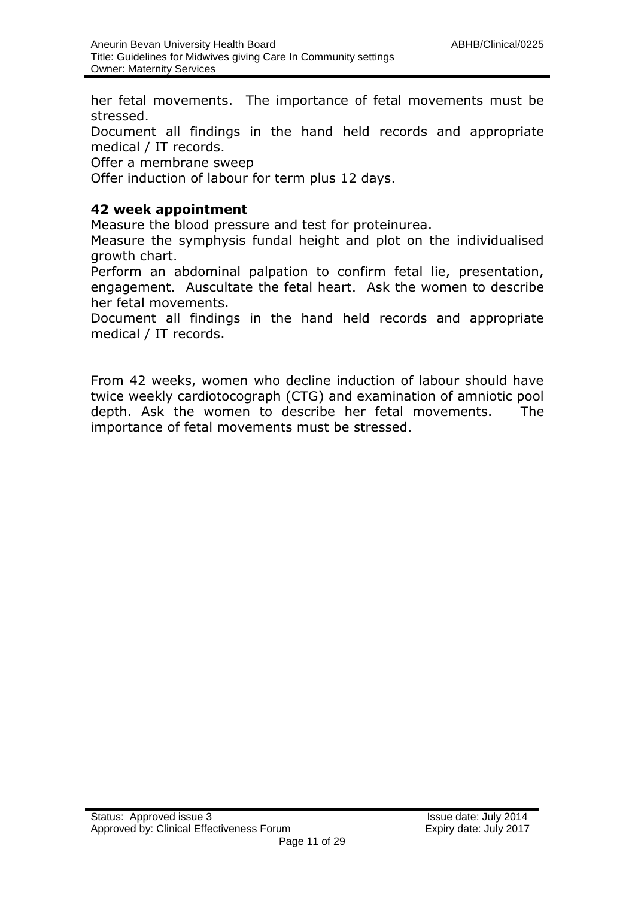her fetal movements. The importance of fetal movements must be stressed.
Document all findings in the hand held records and appropriate medical / IT records.
Offer a membrane sweep
Offer induction of labour for term plus 12 days.

**42 week appointment**
Measure the blood pressure and test for proteinurea.
Measure the symphysis fundal height and plot on the individualised growth chart.
Perform an abdominal palpation to confirm fetal lie, presentation, engagement. Auscultate the fetal heart. Ask the women to describe her fetal movements.
Document all findings in the hand held records and appropriate medical / IT records.

From 42 weeks, women who decline induction of labour should have twice weekly cardiotocograph (CTG) and examination of amniotic pool depth. Ask the women to describe her fetal movements. The importance of fetal movements must be stressed.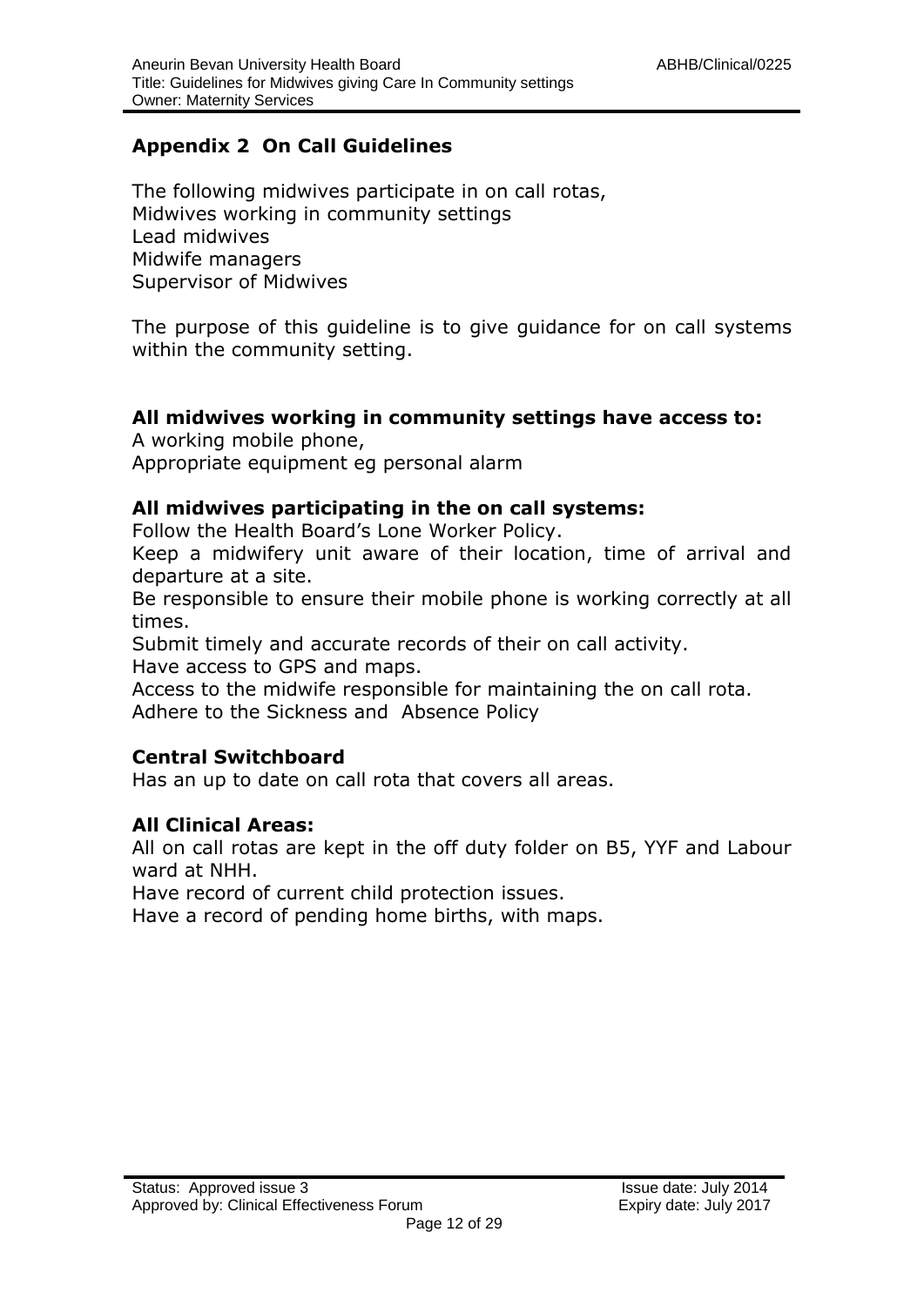## Appendix 2 On Call Guidelines

The following midwives participate in on call rotas,
Midwives working in community settings
Lead midwives
Midwife managers
Supervisor of Midwives

The purpose of this guideline is to give guidance for on call systems within the community setting.

**All midwives working in community settings have access to:**
A working mobile phone,
Appropriate equipment eg personal alarm

**All midwives participating in the on call systems:**
Follow the Health Board's Lone Worker Policy.
Keep a midwifery unit aware of their location, time of arrival and departure at a site.
Be responsible to ensure their mobile phone is working correctly at all times.
Submit timely and accurate records of their on call activity.
Have access to GPS and maps.
Access to the midwife responsible for maintaining the on call rota.
Adhere to the Sickness and Absence Policy

**Central Switchboard**
Has an up to date on call rota that covers all areas.

**All Clinical Areas:**
All on call rotas are kept in the off duty folder on B5, YYF and Labour ward at NHH.
Have record of current child protection issues.
Have a record of pending home births, with maps.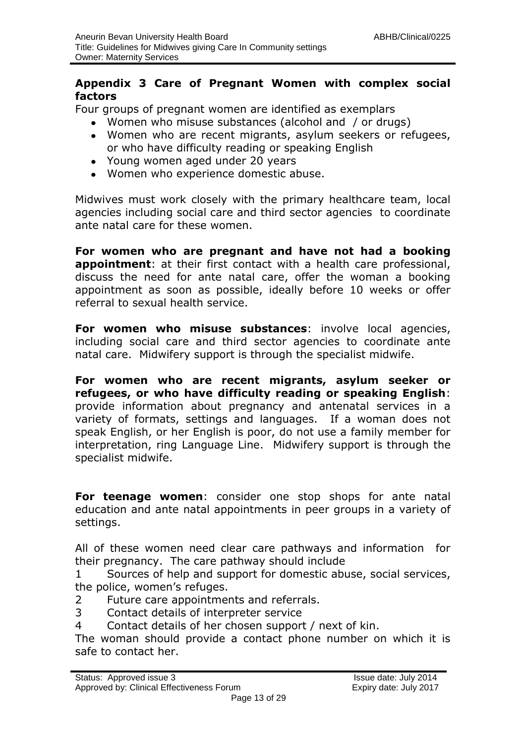## Appendix 3 Care of Pregnant Women with complex social factors

Four groups of pregnant women are identified as exemplars

- Women who misuse substances (alcohol and / or drugs)
- Women who are recent migrants, asylum seekers or refugees, or who have difficulty reading or speaking English
- Young women aged under 20 years
- Women who experience domestic abuse.

Midwives must work closely with the primary healthcare team, local agencies including social care and third sector agencies to coordinate ante natal care for these women.

**For women who are pregnant and have not had a booking appointment**: at their first contact with a health care professional, discuss the need for ante natal care, offer the woman a booking appointment as soon as possible, ideally before 10 weeks or offer referral to sexual health service.

**For women who misuse substances**: involve local agencies, including social care and third sector agencies to coordinate ante natal care. Midwifery support is through the specialist midwife.

**For women who are recent migrants, asylum seeker or refugees, or who have difficulty reading or speaking English**: provide information about pregnancy and antenatal services in a variety of formats, settings and languages. If a woman does not speak English, or her English is poor, do not use a family member for interpretation, ring Language Line. Midwifery support is through the specialist midwife.

**For teenage women**: consider one stop shops for ante natal education and ante natal appointments in peer groups in a variety of settings.

All of these women need clear care pathways and information for their pregnancy. The care pathway should include

1. Sources of help and support for domestic abuse, social services, the police, women's refuges.
2. Future care appointments and referrals.
3. Contact details of interpreter service
4. Contact details of her chosen support / next of kin.

The woman should provide a contact phone number on which it is safe to contact her.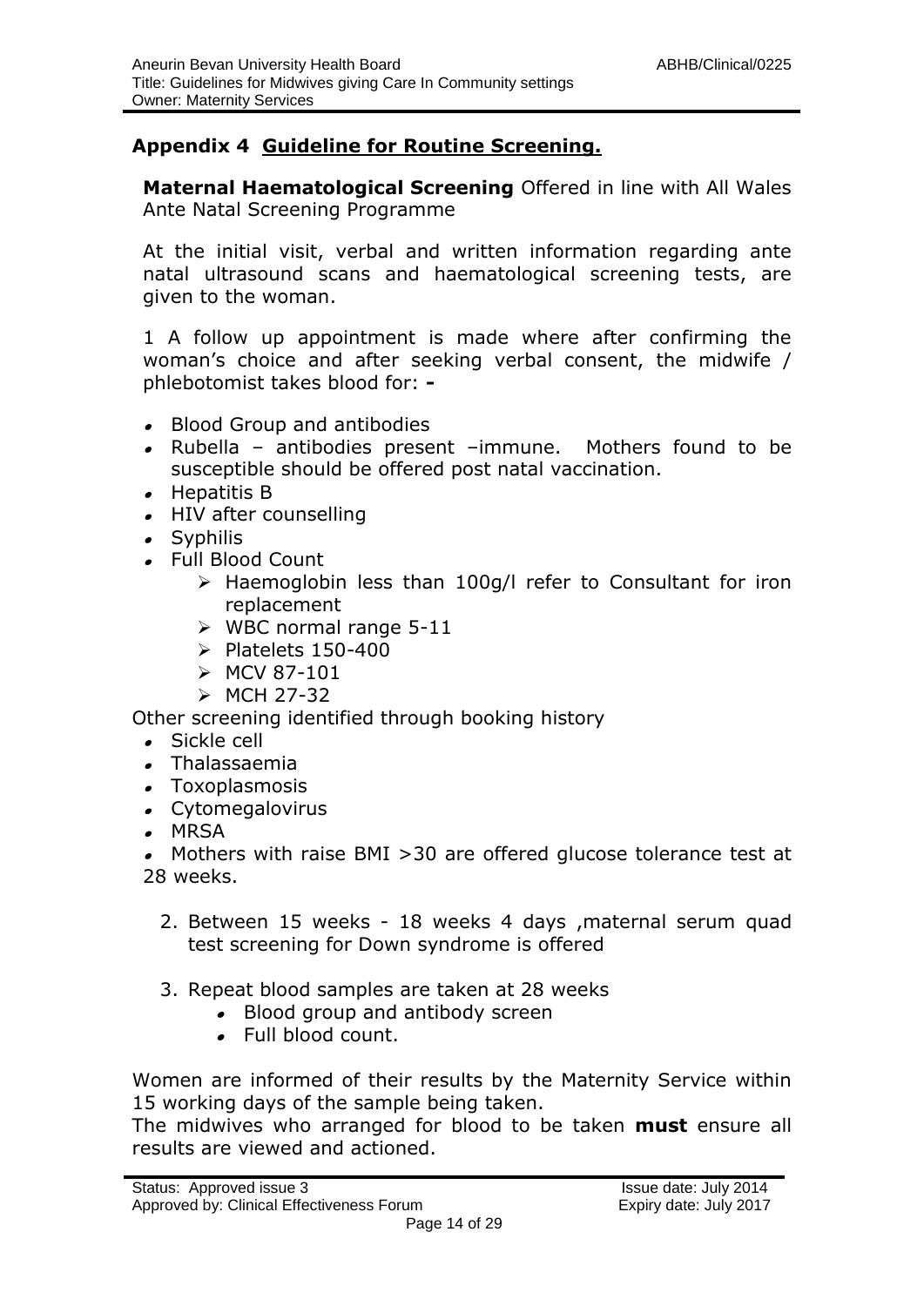## Appendix 4 Guideline for Routine Screening.

**Maternal Haematological Screening** Offered in line with All Wales Ante Natal Screening Programme

At the initial visit, verbal and written information regarding ante natal ultrasound scans and haematological screening tests, are given to the woman.

1 A follow up appointment is made where after confirming the woman's choice and after seeking verbal consent, the midwife / phlebotomist takes blood for: **-**

- Blood Group and antibodies
- Rubella – antibodies present –immune. Mothers found to be susceptible should be offered post natal vaccination.
- Hepatitis B
- HIV after counselling
- Syphilis
- Full Blood Count
  - Haemoglobin less than 100g/l refer to Consultant for iron replacement
  - WBC normal range 5-11
  - Platelets 150-400
  - MCV 87-101
  - MCH 27-32

Other screening identified through booking history

- Sickle cell
- Thalassaemia
- Toxoplasmosis
- Cytomegalovirus
- MRSA
- Mothers with raise BMI >30 are offered glucose tolerance test at 28 weeks.

2. Between 15 weeks - 18 weeks 4 days ,maternal serum quad test screening for Down syndrome is offered

3. Repeat blood samples are taken at 28 weeks
   - Blood group and antibody screen
   - Full blood count.

Women are informed of their results by the Maternity Service within 15 working days of the sample being taken.
The midwives who arranged for blood to be taken **must** ensure all results are viewed and actioned.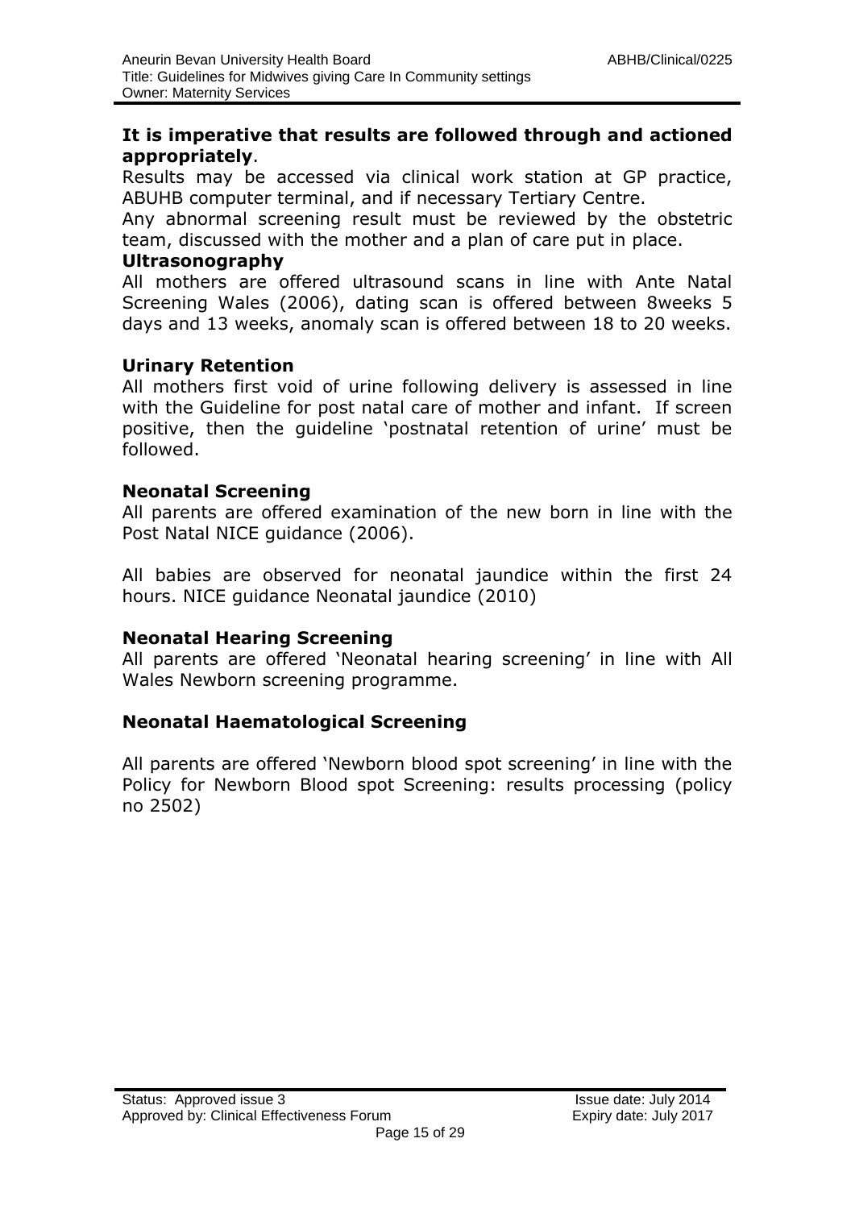**It is imperative that results are followed through and actioned appropriately**.

Results may be accessed via clinical work station at GP practice, ABUHB computer terminal, and if necessary Tertiary Centre.

Any abnormal screening result must be reviewed by the obstetric team, discussed with the mother and a plan of care put in place.

**Ultrasonography**

All mothers are offered ultrasound scans in line with Ante Natal Screening Wales (2006), dating scan is offered between 8weeks 5 days and 13 weeks, anomaly scan is offered between 18 to 20 weeks.

**Urinary Retention**

All mothers first void of urine following delivery is assessed in line with the Guideline for post natal care of mother and infant. If screen positive, then the guideline 'postnatal retention of urine' must be followed.

**Neonatal Screening**

All parents are offered examination of the new born in line with the Post Natal NICE guidance (2006).

All babies are observed for neonatal jaundice within the first 24 hours. NICE guidance Neonatal jaundice (2010)

**Neonatal Hearing Screening**

All parents are offered 'Neonatal hearing screening' in line with All Wales Newborn screening programme.

**Neonatal Haematological Screening**

All parents are offered 'Newborn blood spot screening' in line with the Policy for Newborn Blood spot Screening: results processing (policy no 2502)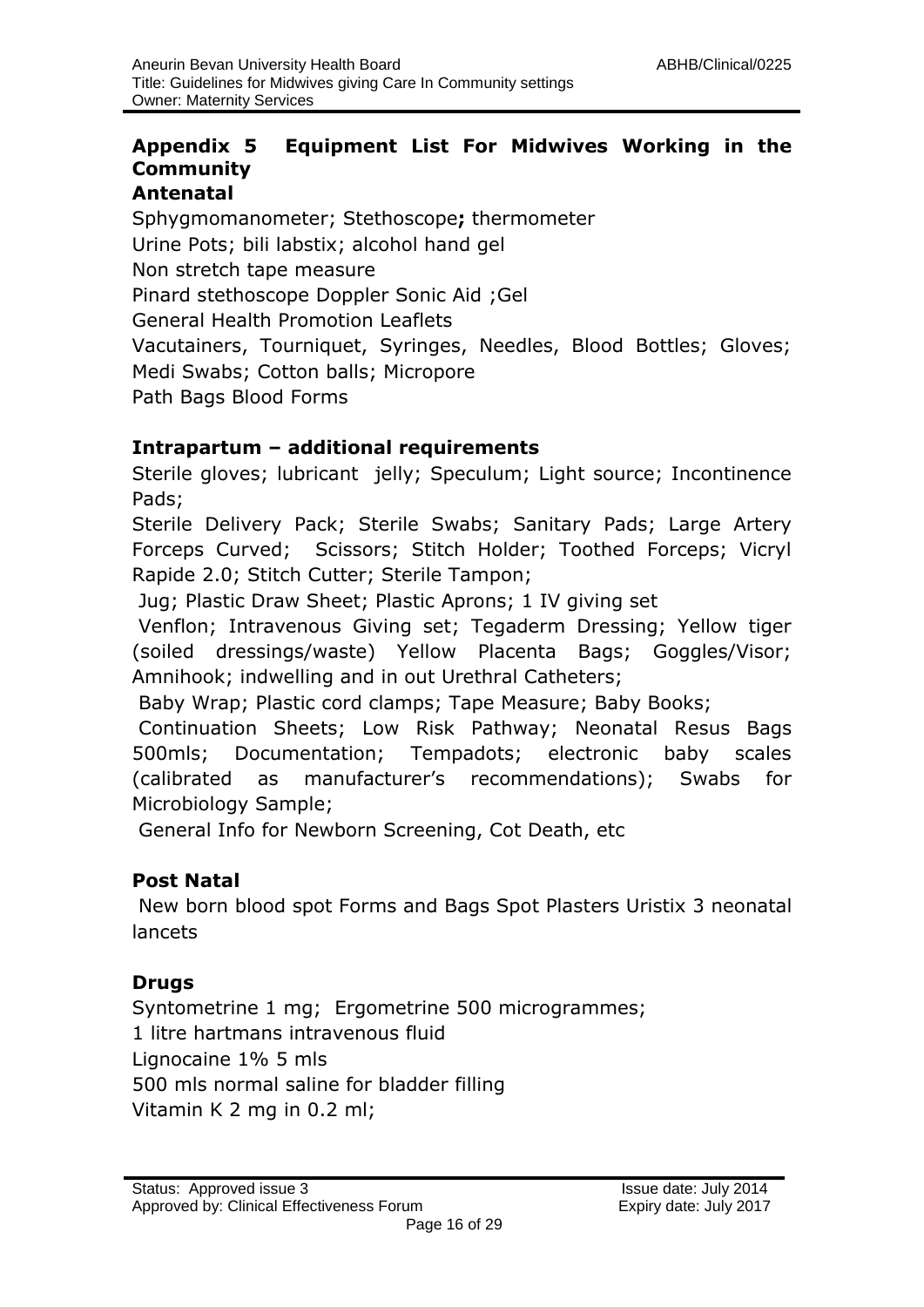## Appendix 5 Equipment List For Midwives Working in the Community

### Antenatal

Sphygmomanometer; Stethoscope**;** thermometer

Urine Pots; bili labstix; alcohol hand gel

Non stretch tape measure

Pinard stethoscope Doppler Sonic Aid ;Gel

General Health Promotion Leaflets

Vacutainers, Tourniquet, Syringes, Needles, Blood Bottles; Gloves; Medi Swabs; Cotton balls; Micropore

Path Bags Blood Forms

### Intrapartum – additional requirements

Sterile gloves; lubricant jelly; Speculum; Light source; Incontinence Pads;

Sterile Delivery Pack; Sterile Swabs; Sanitary Pads; Large Artery Forceps Curved; Scissors; Stitch Holder; Toothed Forceps; Vicryl Rapide 2.0; Stitch Cutter; Sterile Tampon;

Jug; Plastic Draw Sheet; Plastic Aprons; 1 IV giving set

Venflon; Intravenous Giving set; Tegaderm Dressing; Yellow tiger (soiled dressings/waste) Yellow Placenta Bags; Goggles/Visor; Amnihook; indwelling and in out Urethral Catheters;

Baby Wrap; Plastic cord clamps; Tape Measure; Baby Books;

Continuation Sheets; Low Risk Pathway; Neonatal Resus Bags 500mls; Documentation; Tempadots; electronic baby scales (calibrated as manufacturer's recommendations); Swabs for Microbiology Sample;

General Info for Newborn Screening, Cot Death, etc

### Post Natal

New born blood spot Forms and Bags Spot Plasters Uristix 3 neonatal lancets

### Drugs

Syntometrine 1 mg; Ergometrine 500 microgrammes;

1 litre hartmans intravenous fluid

Lignocaine 1% 5 mls

500 mls normal saline for bladder filling

Vitamin K 2 mg in 0.2 ml;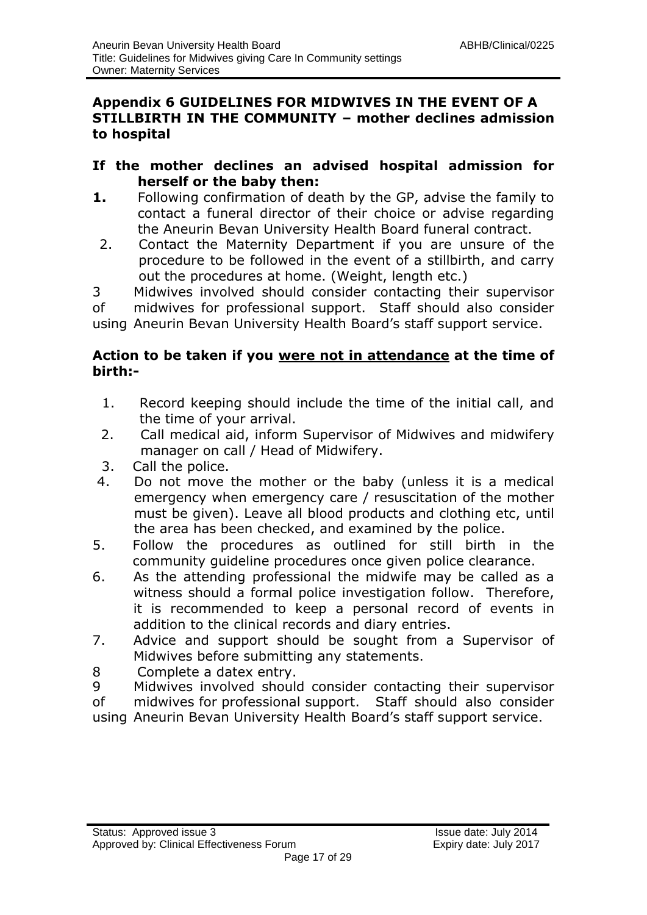## Appendix 6 GUIDELINES FOR MIDWIVES IN THE EVENT OF A STILLBIRTH IN THE COMMUNITY – mother declines admission to hospital

### If the mother declines an advised hospital admission for herself or the baby then:

1. Following confirmation of death by the GP, advise the family to contact a funeral director of their choice or advise regarding the Aneurin Bevan University Health Board funeral contract.
2. Contact the Maternity Department if you are unsure of the procedure to be followed in the event of a stillbirth, and carry out the procedures at home. (Weight, length etc.)
3. Midwives involved should consider contacting their supervisor of midwives for professional support. Staff should also consider using Aneurin Bevan University Health Board's staff support service.

### Action to be taken if you <u>were not in attendance</u> at the time of birth:-

1. Record keeping should include the time of the initial call, and the time of your arrival.
2. Call medical aid, inform Supervisor of Midwives and midwifery manager on call / Head of Midwifery.
3. Call the police.
4. Do not move the mother or the baby (unless it is a medical emergency when emergency care / resuscitation of the mother must be given). Leave all blood products and clothing etc, until the area has been checked, and examined by the police.
5. Follow the procedures as outlined for still birth in the community guideline procedures once given police clearance.
6. As the attending professional the midwife may be called as a witness should a formal police investigation follow. Therefore, it is recommended to keep a personal record of events in addition to the clinical records and diary entries.
7. Advice and support should be sought from a Supervisor of Midwives before submitting any statements.
8. Complete a datex entry.
9. Midwives involved should consider contacting their supervisor of midwives for professional support. Staff should also consider using Aneurin Bevan University Health Board's staff support service.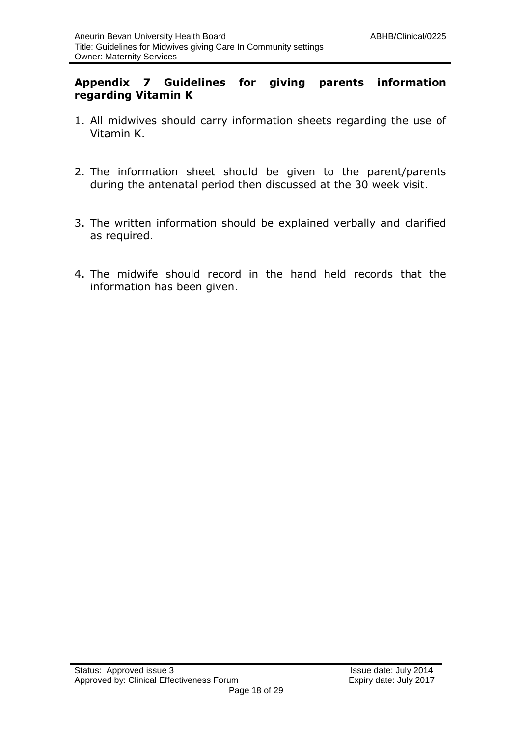## Appendix 7 Guidelines for giving parents information regarding Vitamin K

1. All midwives should carry information sheets regarding the use of Vitamin K.

2. The information sheet should be given to the parent/parents during the antenatal period then discussed at the 30 week visit.

3. The written information should be explained verbally and clarified as required.

4. The midwife should record in the hand held records that the information has been given.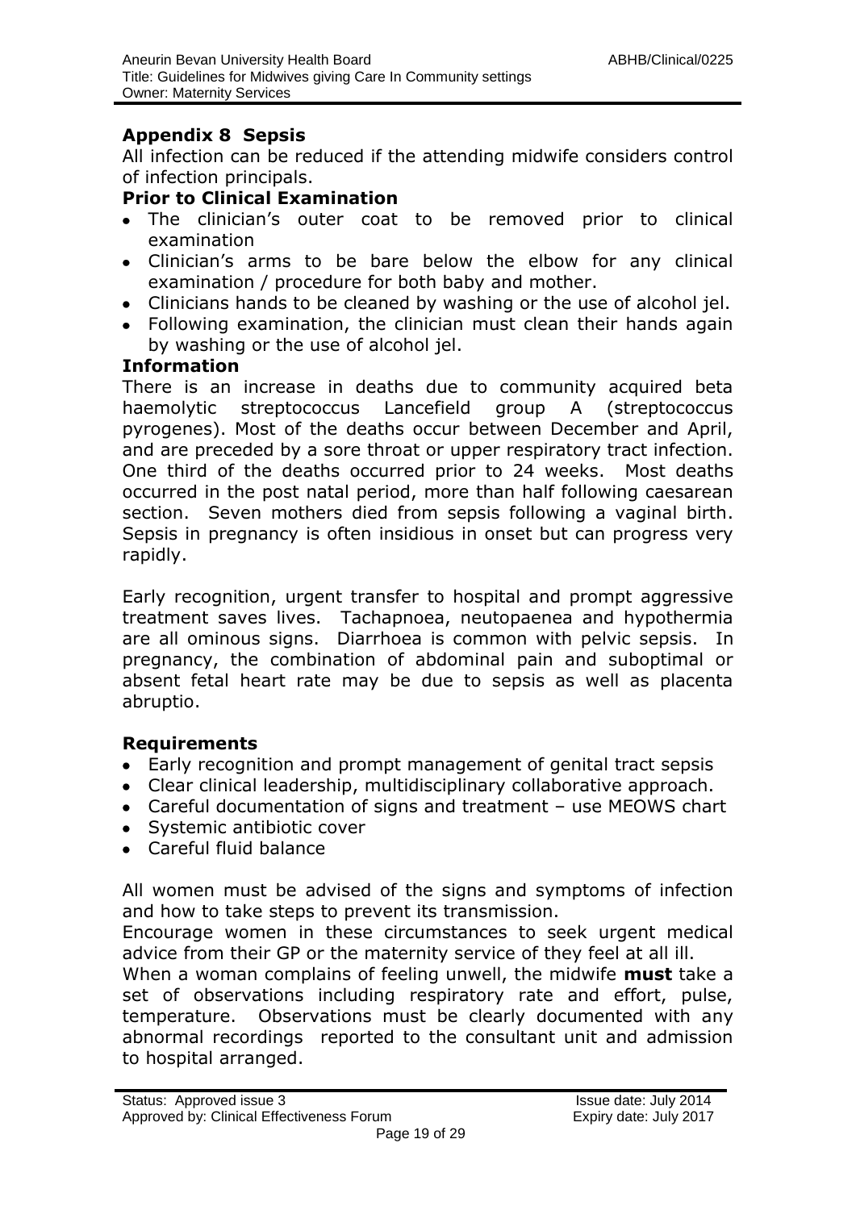## Appendix 8 Sepsis

All infection can be reduced if the attending midwife considers control of infection principals.

### Prior to Clinical Examination

- The clinician's outer coat to be removed prior to clinical examination
- Clinician's arms to be bare below the elbow for any clinical examination / procedure for both baby and mother.
- Clinicians hands to be cleaned by washing or the use of alcohol jel.
- Following examination, the clinician must clean their hands again by washing or the use of alcohol jel.

### Information

There is an increase in deaths due to community acquired beta haemolytic streptococcus Lancefield group A (streptococcus pyrogenes). Most of the deaths occur between December and April, and are preceded by a sore throat or upper respiratory tract infection. One third of the deaths occurred prior to 24 weeks. Most deaths occurred in the post natal period, more than half following caesarean section. Seven mothers died from sepsis following a vaginal birth. Sepsis in pregnancy is often insidious in onset but can progress very rapidly.

Early recognition, urgent transfer to hospital and prompt aggressive treatment saves lives. Tachapnoea, neutopaenea and hypothermia are all ominous signs. Diarrhoea is common with pelvic sepsis. In pregnancy, the combination of abdominal pain and suboptimal or absent fetal heart rate may be due to sepsis as well as placenta abruptio.

### Requirements

- Early recognition and prompt management of genital tract sepsis
- Clear clinical leadership, multidisciplinary collaborative approach.
- Careful documentation of signs and treatment – use MEOWS chart
- Systemic antibiotic cover
- Careful fluid balance

All women must be advised of the signs and symptoms of infection and how to take steps to prevent its transmission.

Encourage women in these circumstances to seek urgent medical advice from their GP or the maternity service of they feel at all ill.

When a woman complains of feeling unwell, the midwife **must** take a set of observations including respiratory rate and effort, pulse, temperature. Observations must be clearly documented with any abnormal recordings reported to the consultant unit and admission to hospital arranged.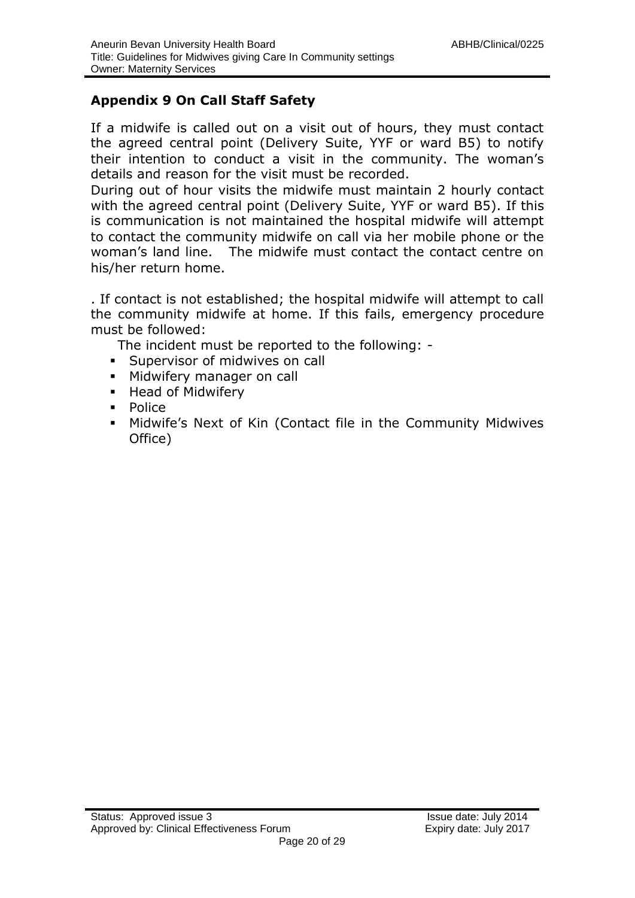## Appendix 9 On Call Staff Safety

If a midwife is called out on a visit out of hours, they must contact the agreed central point (Delivery Suite, YYF or ward B5) to notify their intention to conduct a visit in the community. The woman's details and reason for the visit must be recorded.
During out of hour visits the midwife must maintain 2 hourly contact with the agreed central point (Delivery Suite, YYF or ward B5). If this is communication is not maintained the hospital midwife will attempt to contact the community midwife on call via her mobile phone or the woman's land line. The midwife must contact the contact centre on his/her return home.

. If contact is not established; the hospital midwife will attempt to call the community midwife at home. If this fails, emergency procedure must be followed:

The incident must be reported to the following: -

- Supervisor of midwives on call
- Midwifery manager on call
- Head of Midwifery
- Police
- Midwife's Next of Kin (Contact file in the Community Midwives Office)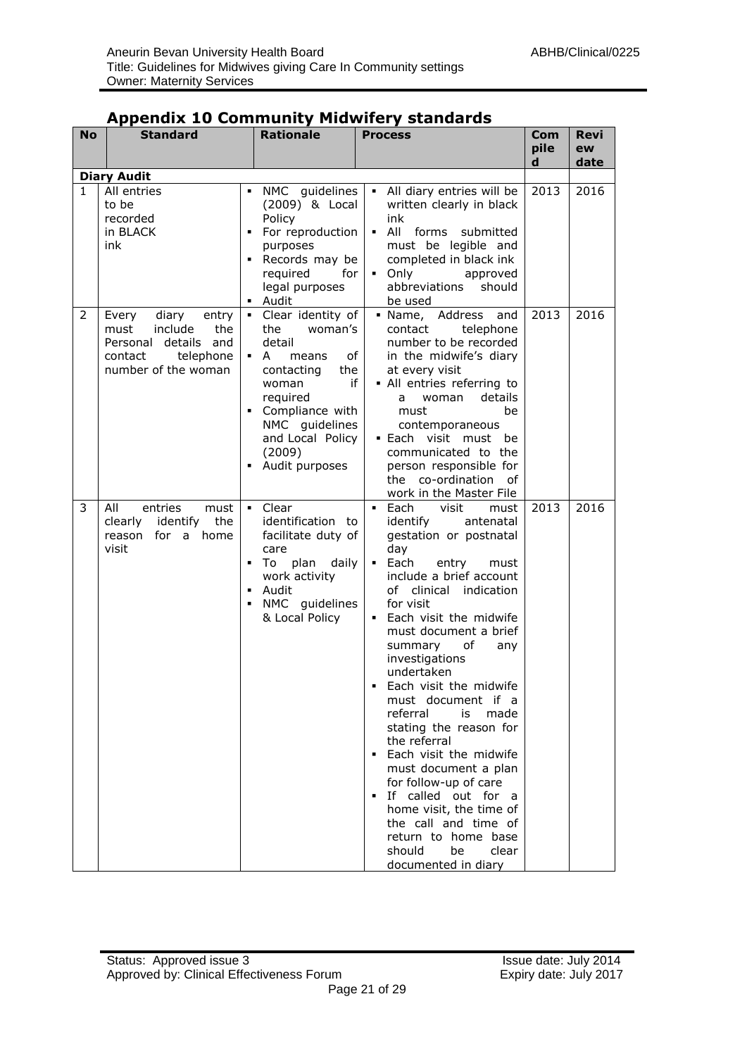## Appendix 10 Community Midwifery standards

| No | Standard | Rationale | Process | Compiled | Review date |
|---|---|---|---|---|---|
| **Diary Audit** | | | | | |
| 1 | All entries to be recorded in BLACK ink | ▪ NMC guidelines (2009) & Local Policy<br>▪ For reproduction purposes<br>▪ Records may be required for legal purposes<br>▪ Audit | ▪ All diary entries will be written clearly in black ink<br>▪ All forms submitted must be legible and completed in black ink<br>▪ Only approved abbreviations should be used | 2013 | 2016 |
| 2 | Every diary entry must include the Personal details and contact telephone number of the woman | ▪ Clear identity of the woman's detail<br>▪ A means of contacting the woman if required<br>▪ Compliance with NMC guidelines and Local Policy (2009)<br>▪ Audit purposes | ▪ Name, Address and contact telephone number to be recorded in the midwife's diary at every visit<br>▪ All entries referring to a woman details must be contemporaneous<br>▪ Each visit must be communicated to the person responsible for the co-ordination of work in the Master File | 2013 | 2016 |
| 3 | All entries must clearly identify the reason for a home visit | ▪ Clear identification to facilitate duty of care<br>▪ To plan daily work activity<br>▪ Audit<br>▪ NMC guidelines & Local Policy | ▪ Each visit must identify antenatal gestation or postnatal day<br>▪ Each entry must include a brief account of clinical indication for visit<br>▪ Each visit the midwife must document a brief summary of any investigations undertaken<br>▪ Each visit the midwife must document if a referral is made stating the reason for the referral<br>▪ Each visit the midwife must document a plan for follow-up of care<br>▪ If called out for a home visit, the time of the call and time of return to home base should be clear documented in diary | 2013 | 2016 |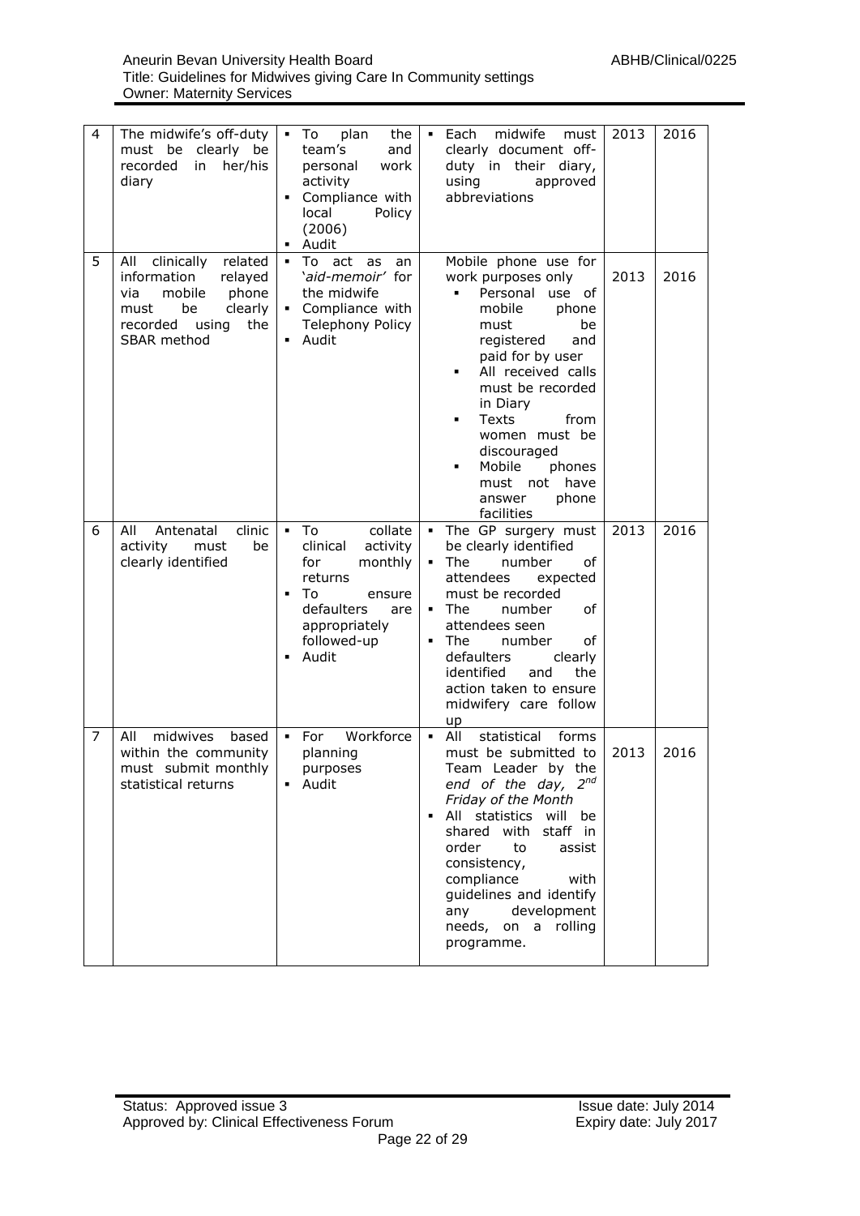| 4 | The midwife's off-duty must be clearly be recorded in her/his diary | ▪ To plan the team's and personal work activity<br>▪ Compliance with local Policy (2006)<br>▪ Audit | ▪ Each midwife must clearly document off-duty in their diary, using approved abbreviations | 2013 | 2016 |
|---|---|---|---|---|---|
| 5 | All clinically related information relayed via mobile phone must be clearly recorded using the SBAR method | ▪ To act as an *'aid-memoir'* for the midwife<br>▪ Compliance with Telephony Policy<br>▪ Audit | Mobile phone use for work purposes only<br>▪ Personal use of mobile phone must be registered and paid for by user<br>▪ All received calls must be recorded in Diary<br>▪ Texts from women must be discouraged<br>▪ Mobile phones must not have answer phone facilities | 2013 | 2016 |
| 6 | All Antenatal clinic activity must be clearly identified | ▪ To collate clinical activity for monthly returns<br>▪ To ensure defaulters are appropriately followed-up<br>▪ Audit | ▪ The GP surgery must be clearly identified<br>▪ The number of attendees expected must be recorded<br>▪ The number of attendees seen<br>▪ The number of defaulters clearly identified and the action taken to ensure midwifery care follow up | 2013 | 2016 |
| 7 | All midwives based within the community must submit monthly statistical returns | ▪ For Workforce planning purposes<br>▪ Audit | ▪ All statistical forms must be submitted to Team Leader by the *end of the day, 2nd Friday of the Month*<br>▪ All statistics will be shared with staff in order to assist consistency, compliance with guidelines and identify any development needs, on a rolling programme. | 2013 | 2016 |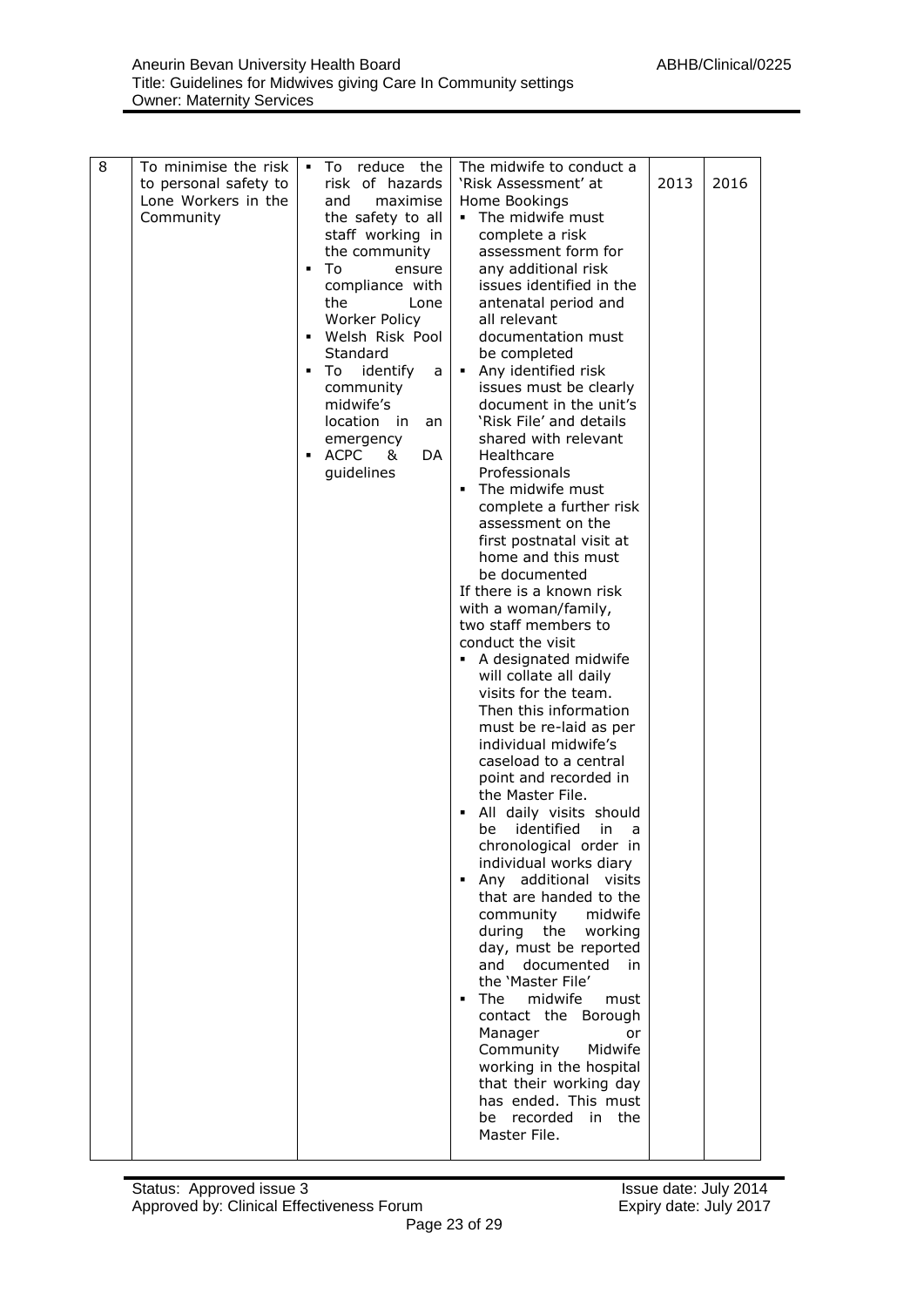| 8 | To minimise the risk to personal safety to Lone Workers in the Community | ▪ To reduce the risk of hazards and maximise the safety to all staff working in the community<br>▪ To ensure compliance with the Lone Worker Policy<br>▪ Welsh Risk Pool Standard<br>▪ To identify a community midwife's location in an emergency<br>▪ ACPC & DA guidelines | The midwife to conduct a 'Risk Assessment' at Home Bookings<br>▪ The midwife must complete a risk assessment form for any additional risk issues identified in the antenatal period and all relevant documentation must be completed<br>▪ Any identified risk issues must be clearly document in the unit's 'Risk File' and details shared with relevant Healthcare Professionals<br>▪ The midwife must complete a further risk assessment on the first postnatal visit at home and this must be documented<br>If there is a known risk with a woman/family, two staff members to conduct the visit<br>▪ A designated midwife will collate all daily visits for the team. Then this information must be re-laid as per individual midwife's caseload to a central point and recorded in the Master File.<br>▪ All daily visits should be identified in a chronological order in individual works diary<br>▪ Any additional visits that are handed to the community midwife during the working day, must be reported and documented in the 'Master File'<br>▪ The midwife must contact the Borough Manager or Community Midwife working in the hospital that their working day has ended. This must be recorded in the Master File. | 2013 | 2016 |
|---|---|---|---|---|---|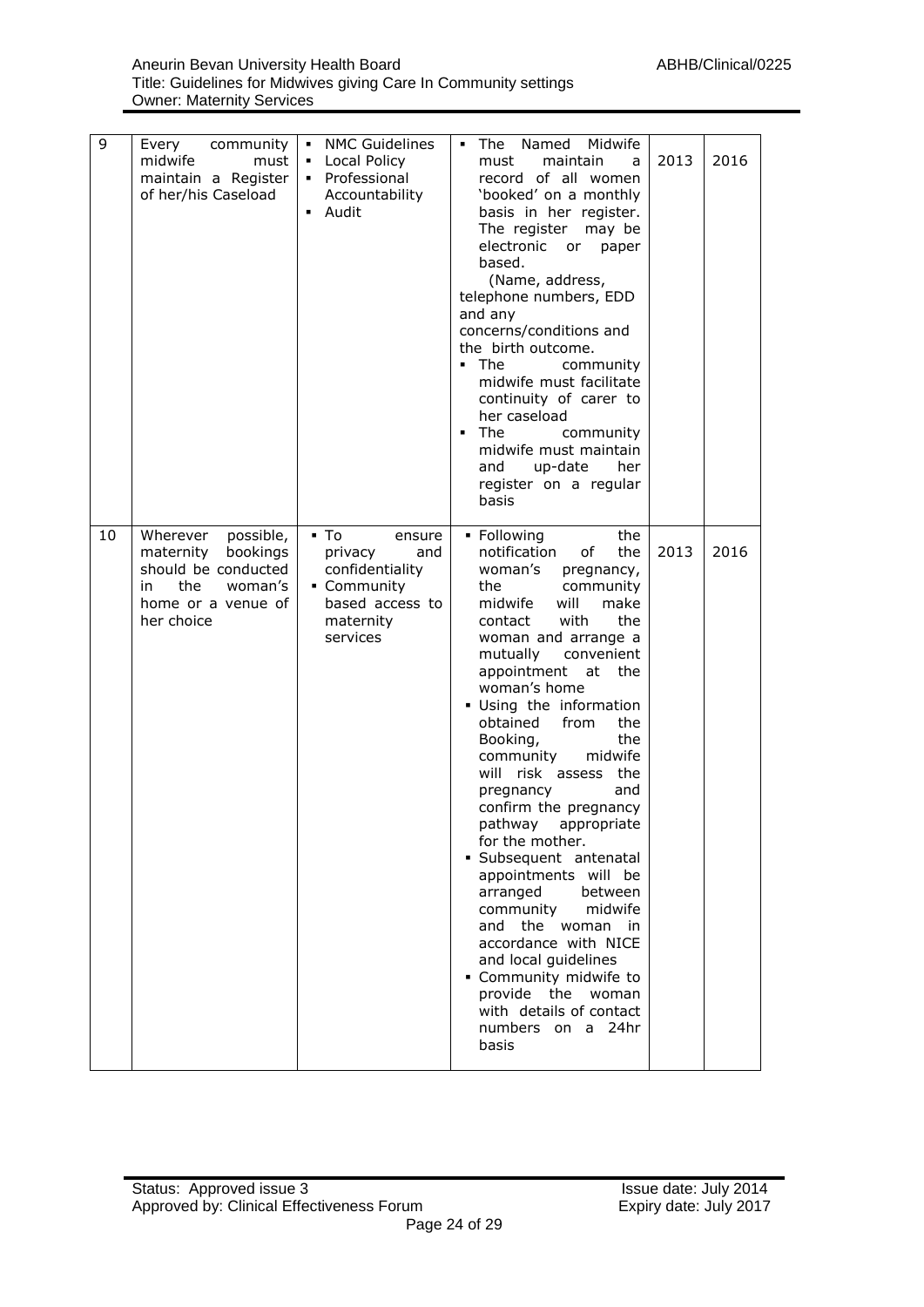| 9 | Every community midwife must maintain a Register of her/his Caseload | ▪ NMC Guidelines<br>▪ Local Policy<br>▪ Professional Accountability<br>▪ Audit | ▪ The Named Midwife must maintain a record of all women 'booked' on a monthly basis in her register. The register may be electronic or paper based.<br>(Name, address, telephone numbers, EDD and any concerns/conditions and the birth outcome.<br>▪ The community midwife must facilitate continuity of carer to her caseload<br>▪ The community midwife must maintain and up-date her register on a regular basis | 2013 | 2016 |
|---|---|---|---|---|---|
| 10 | Wherever possible, maternity bookings should be conducted in the woman's home or a venue of her choice | ▪ To ensure privacy and confidentiality<br>▪ Community based access to maternity services | ▪ Following the notification of the woman's pregnancy, the community midwife will make contact with the woman and arrange a mutually convenient appointment at the woman's home<br>▪ Using the information obtained from the Booking, the community midwife will risk assess the pregnancy and confirm the pregnancy pathway appropriate for the mother.<br>▪ Subsequent antenatal appointments will be arranged between community midwife and the woman in accordance with NICE and local guidelines<br>▪ Community midwife to provide the woman with details of contact numbers on a 24hr basis | 2013 | 2016 |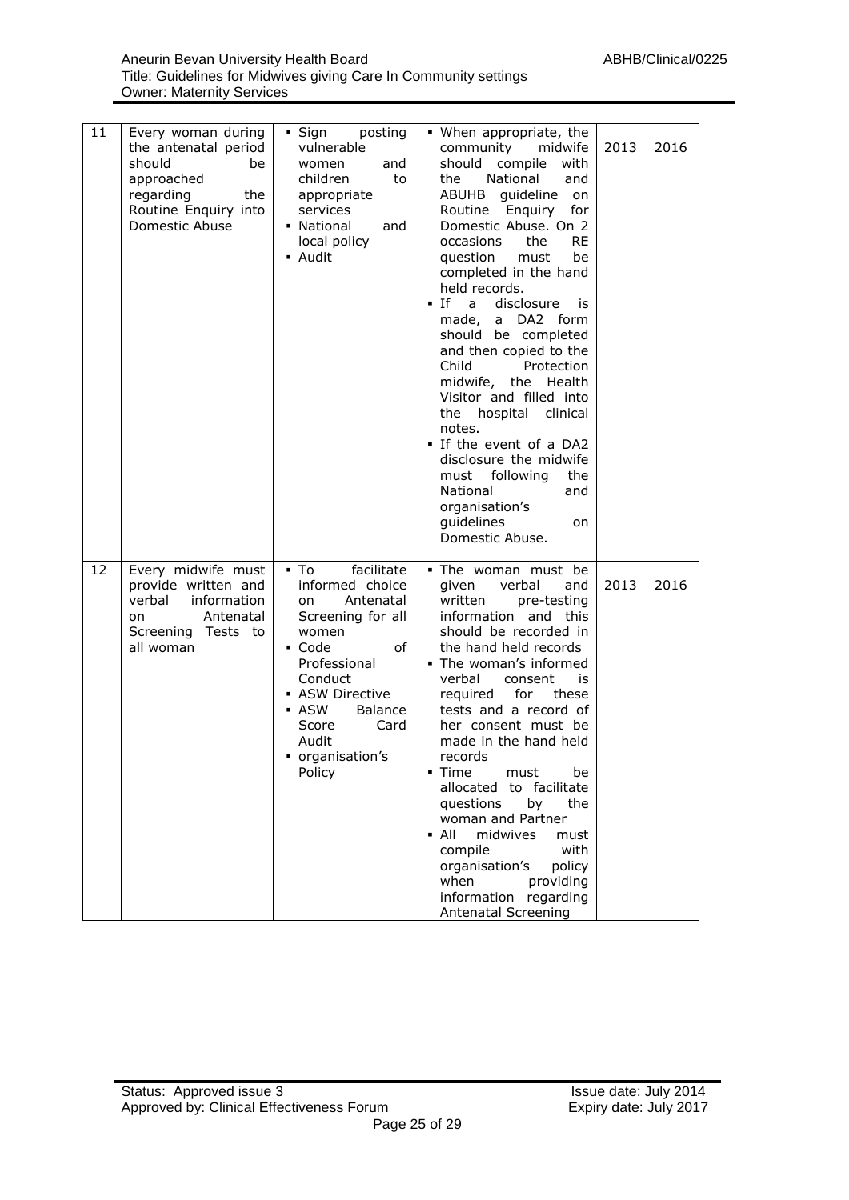| 11 | Every woman during the antenatal period should be approached regarding the Routine Enquiry into Domestic Abuse | ▪ Sign posting vulnerable women and children to appropriate services<br>▪ National and local policy<br>▪ Audit | ▪ When appropriate, the community midwife should compile with the National and ABUHB guideline on Routine Enquiry for Domestic Abuse. On 2 occasions the RE question must be completed in the hand held records.<br>▪ If a disclosure is made, a DA2 form should be completed and then copied to the Child Protection midwife, the Health Visitor and filled into the hospital clinical notes.<br>▪ If the event of a DA2 disclosure the midwife must following the National and organisation's guidelines on Domestic Abuse. | 2013 | 2016 |
|---|---|---|---|---|---|
| 12 | Every midwife must provide written and verbal information on Antenatal Screening Tests to all woman | ▪ To facilitate informed choice on Antenatal Screening for all women<br>▪ Code of Professional Conduct<br>▪ ASW Directive<br>▪ ASW Balance Score Card Audit<br>▪ organisation's Policy | ▪ The woman must be given verbal and written pre-testing information and this should be recorded in the hand held records<br>▪ The woman's informed verbal consent is required for these tests and a record of her consent must be made in the hand held records<br>▪ Time must be allocated to facilitate questions by the woman and Partner<br>▪ All midwives must compile with organisation's policy when providing information regarding Antenatal Screening | 2013 | 2016 |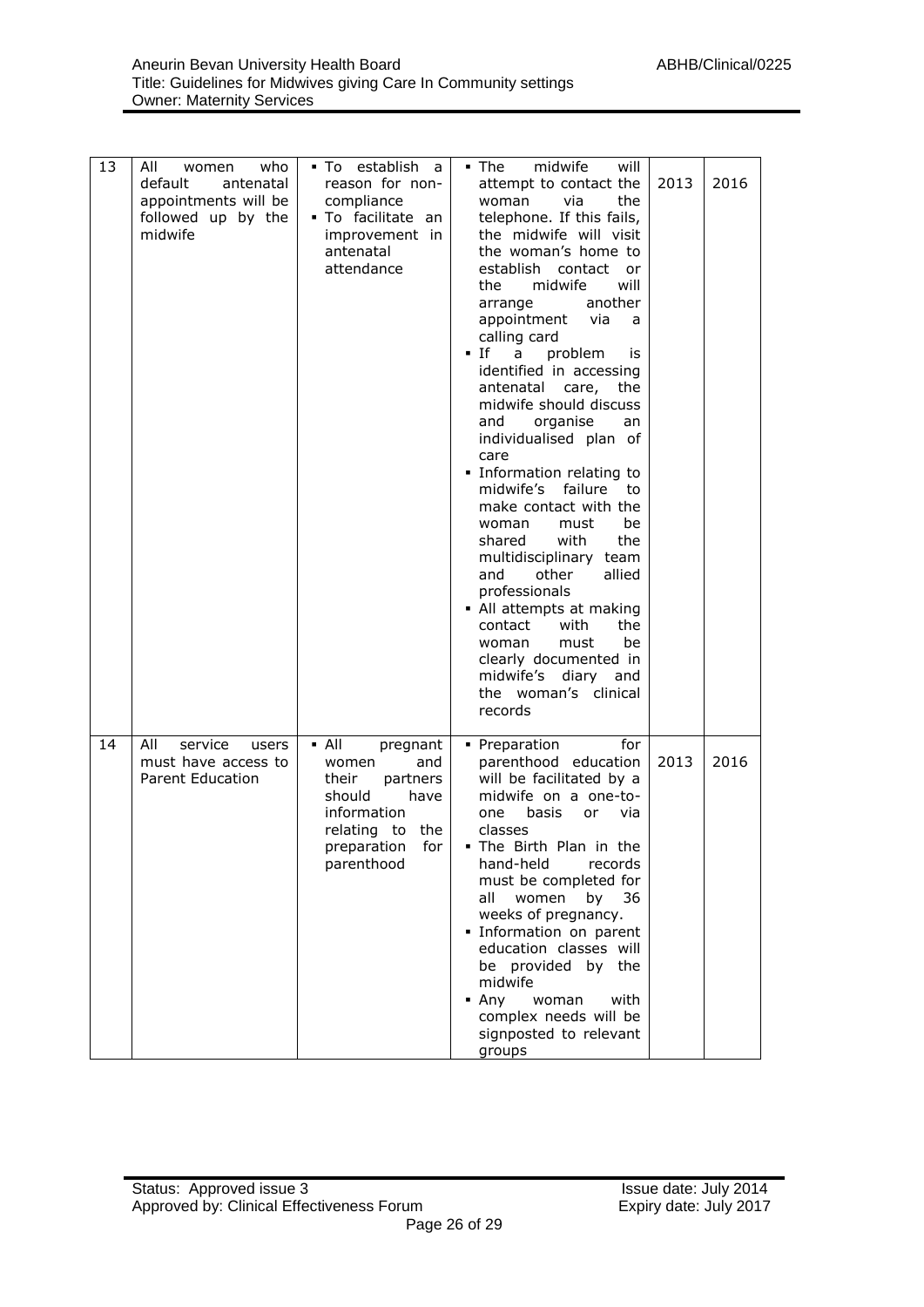| 13 | All women who default antenatal appointments will be followed up by the midwife | ▪ To establish a reason for non-compliance<br>▪ To facilitate an improvement in antenatal attendance | ▪ The midwife will attempt to contact the woman via the telephone. If this fails, the midwife will visit the woman's home to establish contact or the midwife will arrange another appointment via a calling card<br>▪ If a problem is identified in accessing antenatal care, the midwife should discuss and organise an individualised plan of care<br>▪ Information relating to midwife's failure to make contact with the woman must be shared with the multidisciplinary team and other allied professionals<br>▪ All attempts at making contact with the woman must be clearly documented in midwife's diary and the woman's clinical records | 2013 | 2016 |
|---|---|---|---|---|---|
| 14 | All service users must have access to Parent Education | ▪ All pregnant women and their partners should have information relating to the preparation for parenthood | ▪ Preparation for parenthood education will be facilitated by a midwife on a one-to-one basis or via classes<br>▪ The Birth Plan in the hand-held records must be completed for all women by 36 weeks of pregnancy.<br>▪ Information on parent education classes will be provided by the midwife<br>▪ Any woman with complex needs will be signposted to relevant groups | 2013 | 2016 |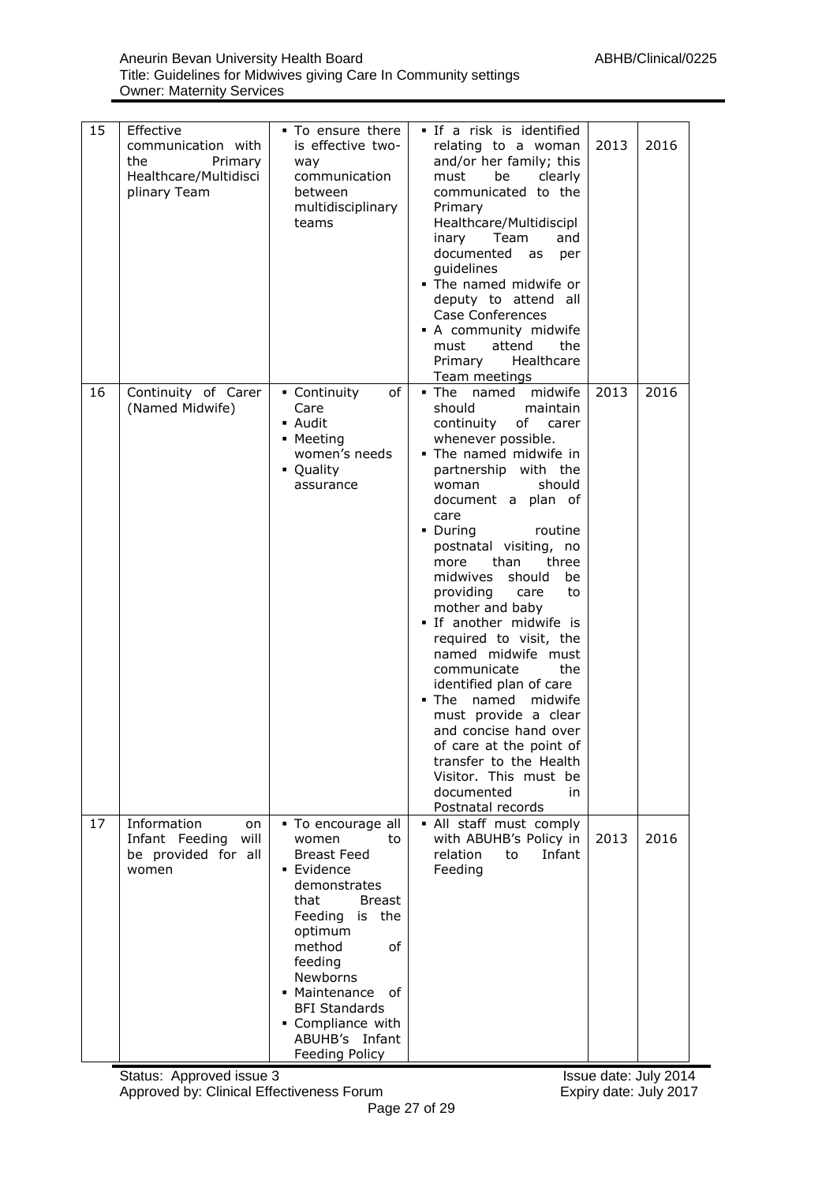| 15 | Effective communication with the Primary Healthcare/Multidisciplinary Team | ▪ To ensure there is effective two-way communication between multidisciplinary teams | ▪ If a risk is identified relating to a woman and/or her family; this must be clearly communicated to the Primary Healthcare/Multidisciplinary Team and documented as per guidelines<br>▪ The named midwife or deputy to attend all Case Conferences<br>▪ A community midwife must attend the Primary Healthcare Team meetings | 2013 | 2016 |
|---|---|---|---|---|---|
| 16 | Continuity of Carer (Named Midwife) | ▪ Continuity of Care<br>▪ Audit<br>▪ Meeting women's needs<br>▪ Quality assurance | ▪ The named midwife should maintain continuity of carer whenever possible.<br>▪ The named midwife in partnership with the woman should document a plan of care<br>▪ During routine postnatal visiting, no more than three midwives should be providing care to mother and baby<br>▪ If another midwife is required to visit, the named midwife must communicate the identified plan of care<br>▪ The named midwife must provide a clear and concise hand over of care at the point of transfer to the Health Visitor. This must be documented in Postnatal records | 2013 | 2016 |
| 17 | Information on Infant Feeding will be provided for all women | ▪ To encourage all women to Breast Feed<br>▪ Evidence demonstrates that Breast Feeding is the optimum method of feeding Newborns<br>▪ Maintenance of BFI Standards<br>▪ Compliance with ABUHB's Infant Feeding Policy | ▪ All staff must comply with ABUHB's Policy in relation to Infant Feeding | 2013 | 2016 |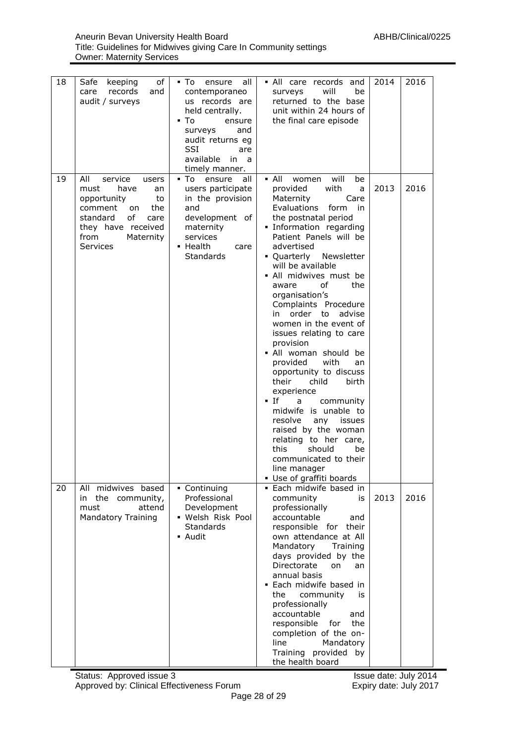| 18 | Safe keeping of care records and audit / surveys | ▪ To ensure all contemporaneous records are held centrally.<br>▪ To ensure surveys and audit returns eg SSI are available in a timely manner. | ▪ All care records and surveys will be returned to the base unit within 24 hours of the final care episode | 2014 | 2016 |
|---|---|---|---|---|---|
| 19 | All service users must have an opportunity to comment on the standard of care they have received from Maternity Services | ▪ To ensure all users participate in the provision and development of maternity services<br>▪ Health care Standards | ▪ All women will be provided with a Maternity Care Evaluations form in the postnatal period<br>▪ Information regarding Patient Panels will be advertised<br>▪ Quarterly Newsletter will be available<br>▪ All midwives must be aware of the organisation's Complaints Procedure in order to advise women in the event of issues relating to care provision<br>▪ All woman should be provided with an opportunity to discuss their child birth experience<br>▪ If a community midwife is unable to resolve any issues raised by the woman relating to her care, this should be communicated to their line manager<br>▪ Use of graffiti boards | 2013 | 2016 |
| 20 | All midwives based in the community, must attend Mandatory Training | ▪ Continuing Professional Development<br>▪ Welsh Risk Pool Standards<br>▪ Audit | ▪ Each midwife based in community is professionally accountable and responsible for their own attendance at All Mandatory Training days provided by the Directorate on an annual basis<br>▪ Each midwife based in the community is professionally accountable and responsible for the completion of the on-line Mandatory Training provided by the health board | 2013 | 2016 |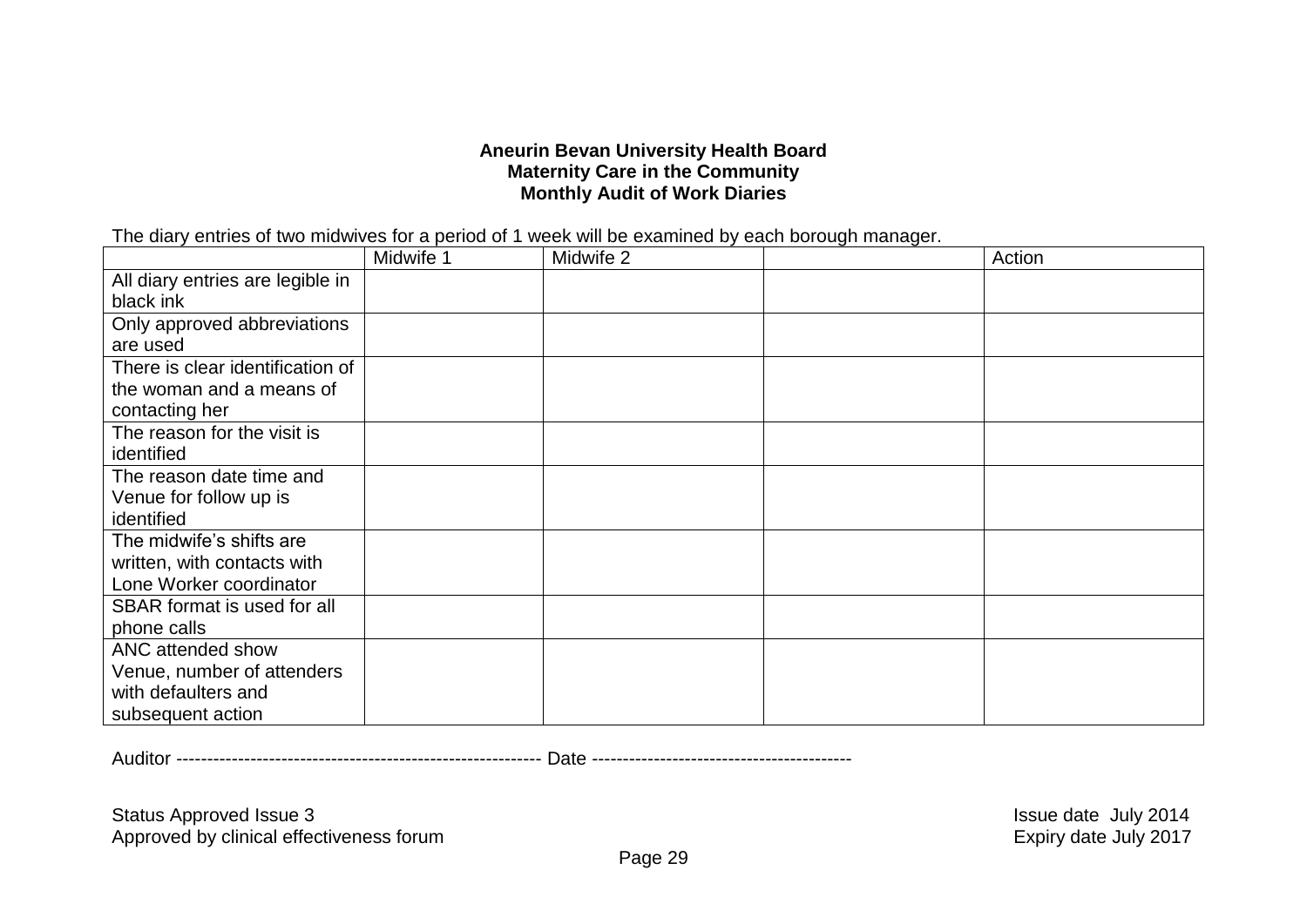**Aneurin Bevan University Health Board**
**Maternity Care in the Community**
**Monthly Audit of Work Diaries**

The diary entries of two midwives for a period of 1 week will be examined by each borough manager.

| | Midwife 1 | Midwife 2 | | Action |
|---|---|---|---|---|
| All diary entries are legible in black ink | | | | |
| Only approved abbreviations are used | | | | |
| There is clear identification of the woman and a means of contacting her | | | | |
| The reason for the visit is identified | | | | |
| The reason date time and Venue for follow up is identified | | | | |
| The midwife's shifts are written, with contacts with Lone Worker coordinator | | | | |
| SBAR format is used for all phone calls | | | | |
| ANC attended show Venue, number of attenders with defaulters and subsequent action | | | | |

Auditor ---------------------------------------------------------- Date -----------------------------------------

Status Approved Issue 3
Approved by clinical effectiveness forum

Issue date July 2014
Expiry date July 2017